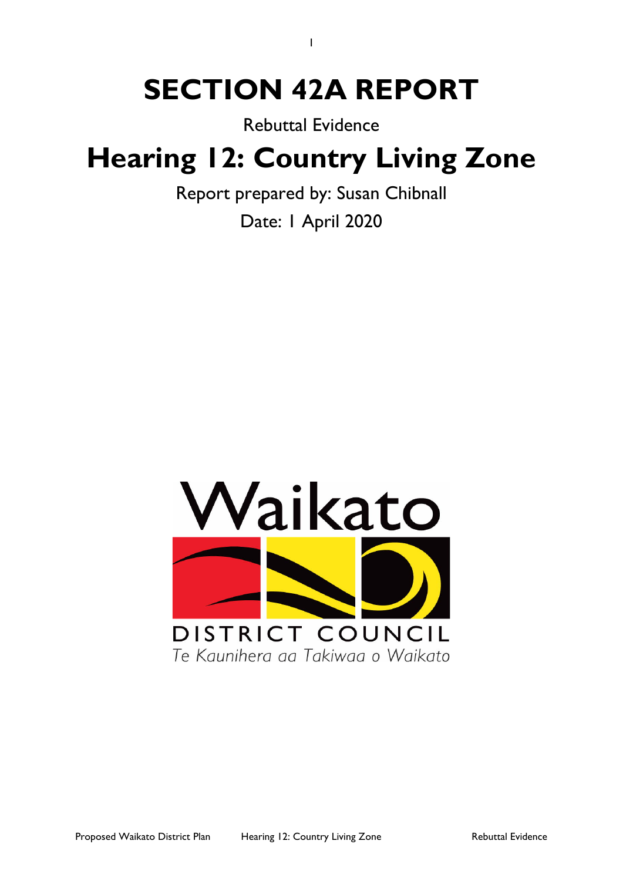# SECTION 42A REPORT

Rebuttal Evidence

# Hearing 12: Country Living Zone

Report prepared by: Susan Chibnall

Date: 1 April 2020

Waikato

DISTRICT COUNCIL

*Te Kaunihera aa Takiwaa o Waikato*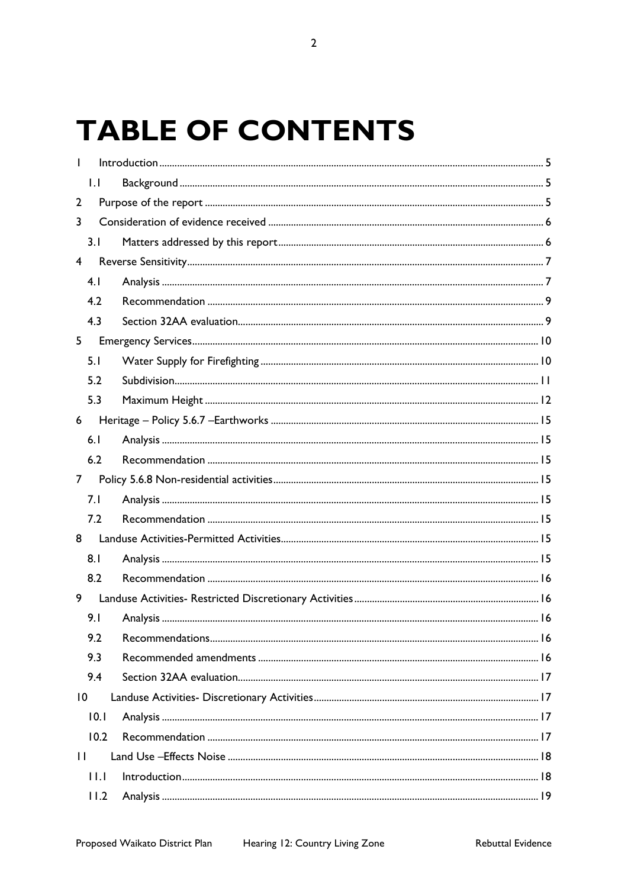# TABLE OF CONTENTS

1 Introduction ..... 5
 1.1 Background ..... 5
2 Purpose of the report ..... 5
3 Consideration of evidence received ..... 6
 3.1 Matters addressed by this report ..... 6
4 Reverse Sensitivity ..... 7
 4.1 Analysis ..... 7
 4.2 Recommendation ..... 9
 4.3 Section 32AA evaluation ..... 9
5 Emergency Services ..... 10
 5.1 Water Supply for Firefighting ..... 10
 5.2 Subdivision ..... 11
 5.3 Maximum Height ..... 12
6 Heritage – Policy 5.6.7 –Earthworks ..... 15
 6.1 Analysis ..... 15
 6.2 Recommendation ..... 15
7 Policy 5.6.8 Non-residential activities ..... 15
 7.1 Analysis ..... 15
 7.2 Recommendation ..... 15
8 Landuse Activities-Permitted Activities ..... 15
 8.1 Analysis ..... 15
 8.2 Recommendation ..... 16
9 Landuse Activities- Restricted Discretionary Activities ..... 16
 9.1 Analysis ..... 16
 9.2 Recommendations ..... 16
 9.3 Recommended amendments ..... 16
 9.4 Section 32AA evaluation ..... 17
10 Landuse Activities- Discretionary Activities ..... 17
 10.1 Analysis ..... 17
 10.2 Recommendation ..... 17
11 Land Use –Effects Noise ..... 18
 11.1 Introduction ..... 18
 11.2 Analysis ..... 19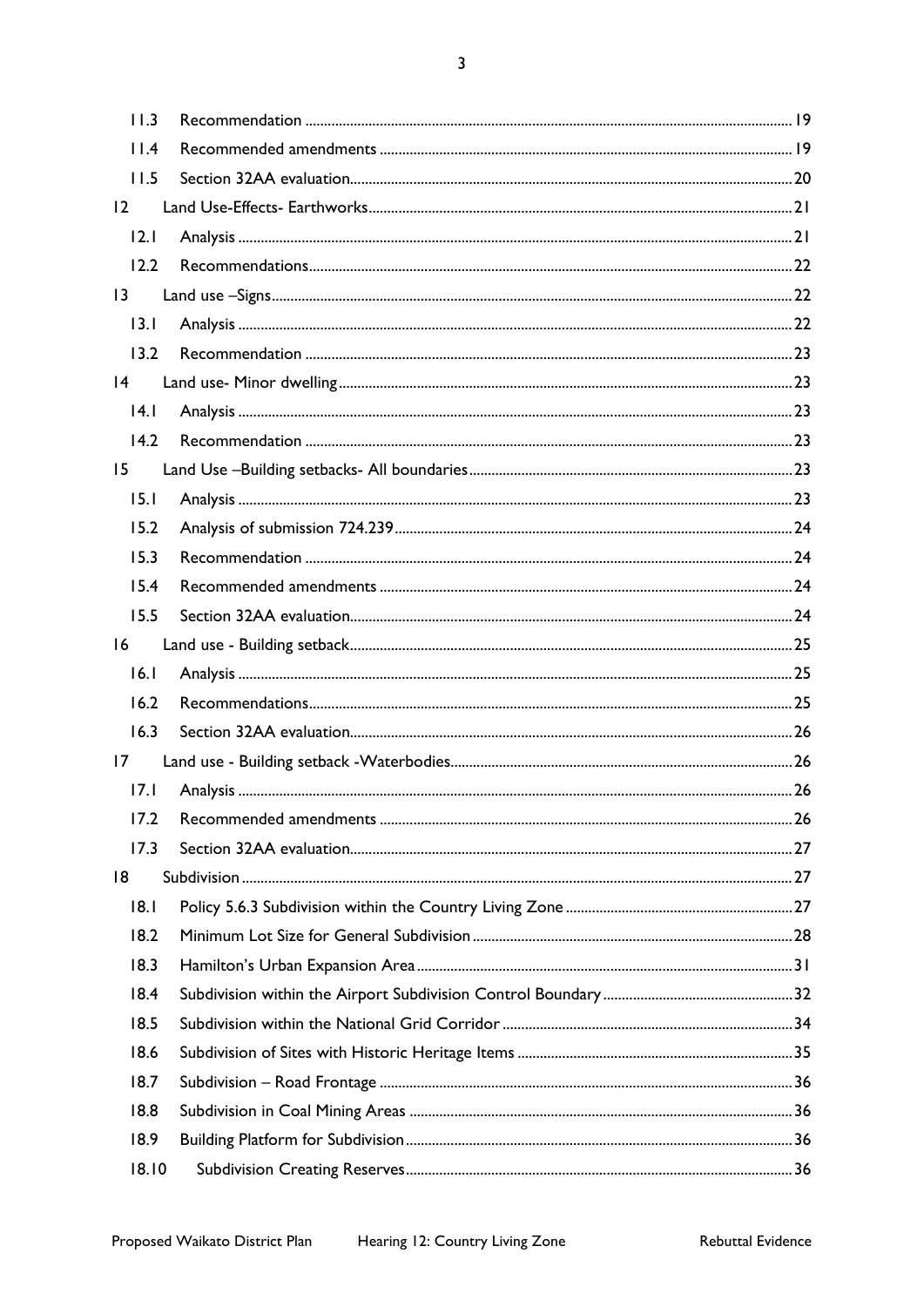| | | |
|---|---|---|
| 11.3 | Recommendation | 19 |
| 11.4 | Recommended amendments | 19 |
| 11.5 | Section 32AA evaluation | 20 |
| 12 | Land Use-Effects- Earthworks | 21 |
| 12.1 | Analysis | 21 |
| 12.2 | Recommendations | 22 |
| 13 | Land use –Signs | 22 |
| 13.1 | Analysis | 22 |
| 13.2 | Recommendation | 23 |
| 14 | Land use- Minor dwelling | 23 |
| 14.1 | Analysis | 23 |
| 14.2 | Recommendation | 23 |
| 15 | Land Use –Building setbacks- All boundaries | 23 |
| 15.1 | Analysis | 23 |
| 15.2 | Analysis of submission 724.239 | 24 |
| 15.3 | Recommendation | 24 |
| 15.4 | Recommended amendments | 24 |
| 15.5 | Section 32AA evaluation | 24 |
| 16 | Land use - Building setback | 25 |
| 16.1 | Analysis | 25 |
| 16.2 | Recommendations | 25 |
| 16.3 | Section 32AA evaluation | 26 |
| 17 | Land use - Building setback -Waterbodies | 26 |
| 17.1 | Analysis | 26 |
| 17.2 | Recommended amendments | 26 |
| 17.3 | Section 32AA evaluation | 27 |
| 18 | Subdivision | 27 |
| 18.1 | Policy 5.6.3 Subdivision within the Country Living Zone | 27 |
| 18.2 | Minimum Lot Size for General Subdivision | 28 |
| 18.3 | Hamilton's Urban Expansion Area | 31 |
| 18.4 | Subdivision within the Airport Subdivision Control Boundary | 32 |
| 18.5 | Subdivision within the National Grid Corridor | 34 |
| 18.6 | Subdivision of Sites with Historic Heritage Items | 35 |
| 18.7 | Subdivision – Road Frontage | 36 |
| 18.8 | Subdivision in Coal Mining Areas | 36 |
| 18.9 | Building Platform for Subdivision | 36 |
| 18.10 | Subdivision Creating Reserves | 36 |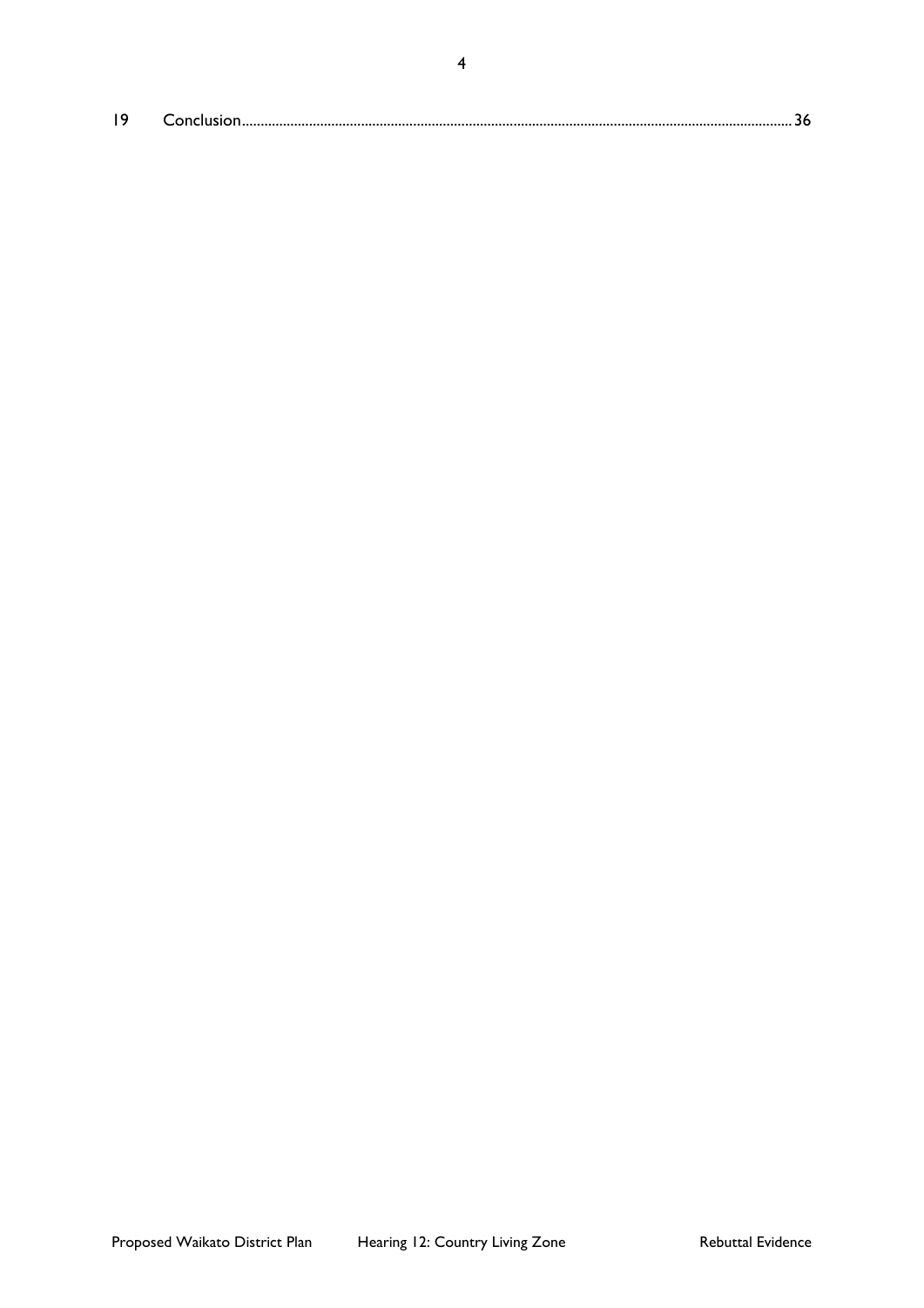19 Conclusion .......................................................................................................................................... 36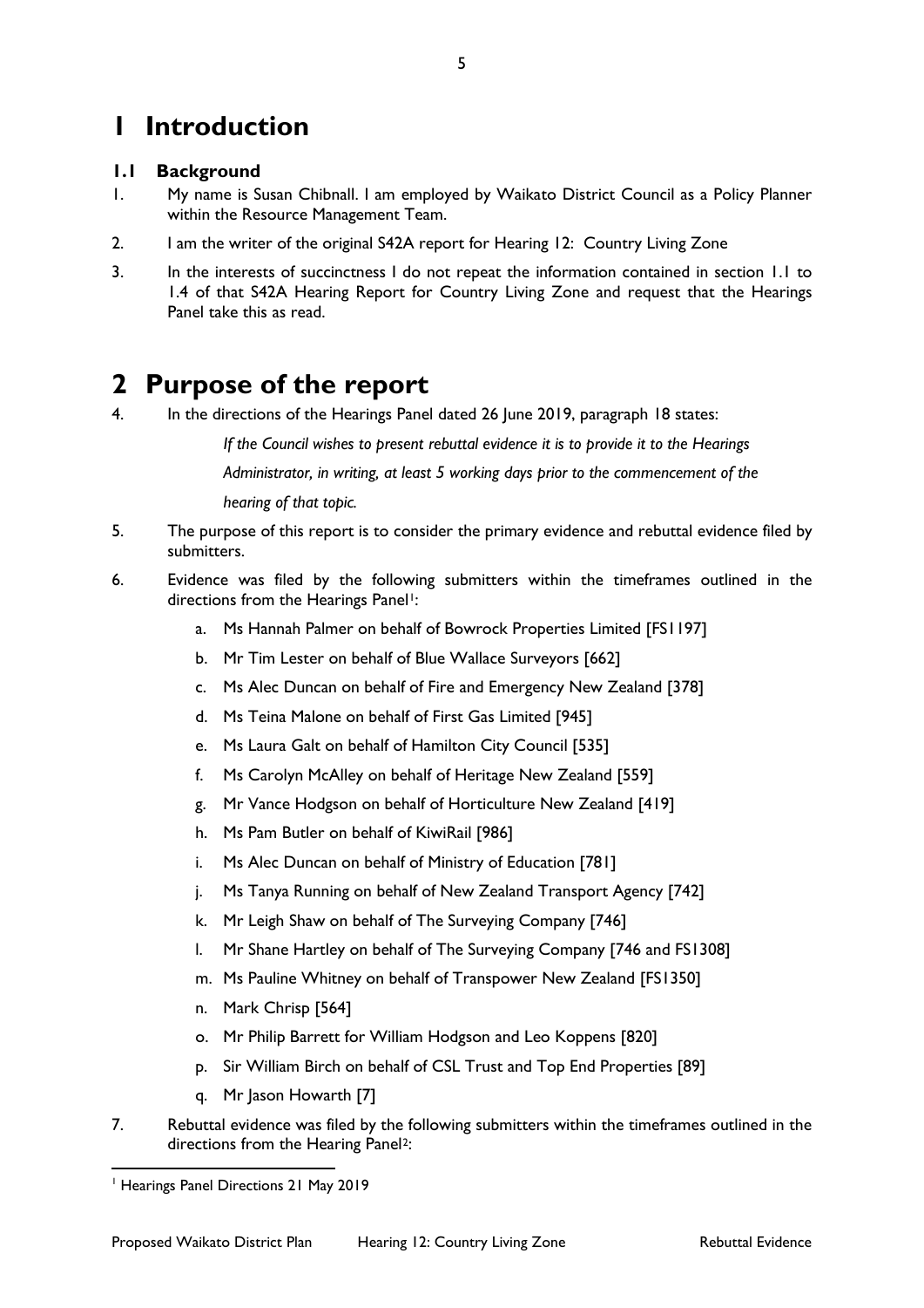# 1 Introduction

## 1.1 Background

1. My name is Susan Chibnall. I am employed by Waikato District Council as a Policy Planner within the Resource Management Team.
2. I am the writer of the original S42A report for Hearing 12: Country Living Zone
3. In the interests of succinctness I do not repeat the information contained in section 1.1 to 1.4 of that S42A Hearing Report for Country Living Zone and request that the Hearings Panel take this as read.

# 2 Purpose of the report

4. In the directions of the Hearings Panel dated 26 June 2019, paragraph 18 states:

   *If the Council wishes to present rebuttal evidence it is to provide it to the Hearings Administrator, in writing, at least 5 working days prior to the commencement of the hearing of that topic.*

5. The purpose of this report is to consider the primary evidence and rebuttal evidence filed by submitters.
6. Evidence was filed by the following submitters within the timeframes outlined in the directions from the Hearings Panel[1]:
   a. Ms Hannah Palmer on behalf of Bowrock Properties Limited [FS1197]
   b. Mr Tim Lester on behalf of Blue Wallace Surveyors [662]
   c. Ms Alec Duncan on behalf of Fire and Emergency New Zealand [378]
   d. Ms Teina Malone on behalf of First Gas Limited [945]
   e. Ms Laura Galt on behalf of Hamilton City Council [535]
   f. Ms Carolyn McAlley on behalf of Heritage New Zealand [559]
   g. Mr Vance Hodgson on behalf of Horticulture New Zealand [419]
   h. Ms Pam Butler on behalf of KiwiRail [986]
   i. Ms Alec Duncan on behalf of Ministry of Education [781]
   j. Ms Tanya Running on behalf of New Zealand Transport Agency [742]
   k. Mr Leigh Shaw on behalf of The Surveying Company [746]
   l. Mr Shane Hartley on behalf of The Surveying Company [746 and FS1308]
   m. Ms Pauline Whitney on behalf of Transpower New Zealand [FS1350]
   n. Mark Chrisp [564]
   o. Mr Philip Barrett for William Hodgson and Leo Koppens [820]
   p. Sir William Birch on behalf of CSL Trust and Top End Properties [89]
   q. Mr Jason Howarth [7]
7. Rebuttal evidence was filed by the following submitters within the timeframes outlined in the directions from the Hearing Panel[2]:

[1] Hearings Panel Directions 21 May 2019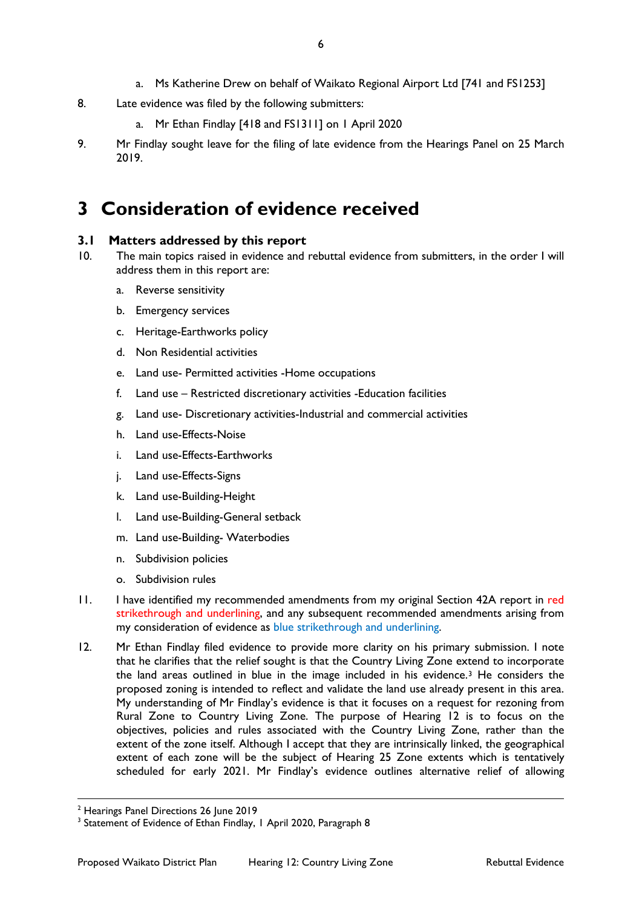a. Ms Katherine Drew on behalf of Waikato Regional Airport Ltd [741 and FS1253]

8. Late evidence was filed by the following submitters:

   a. Mr Ethan Findlay [418 and FS1311] on 1 April 2020

9. Mr Findlay sought leave for the filing of late evidence from the Hearings Panel on 25 March 2019.

# 3 Consideration of evidence received

## 3.1 Matters addressed by this report

10. The main topics raised in evidence and rebuttal evidence from submitters, in the order I will address them in this report are:

    a. Reverse sensitivity
    b. Emergency services
    c. Heritage-Earthworks policy
    d. Non Residential activities
    e. Land use- Permitted activities -Home occupations
    f. Land use – Restricted discretionary activities -Education facilities
    g. Land use- Discretionary activities-Industrial and commercial activities
    h. Land use-Effects-Noise
    i. Land use-Effects-Earthworks
    j. Land use-Effects-Signs
    k. Land use-Building-Height
    l. Land use-Building-General setback
    m. Land use-Building- Waterbodies
    n. Subdivision policies
    o. Subdivision rules

11. I have identified my recommended amendments from my original Section 42A report in red strikethrough and underlining, and any subsequent recommended amendments arising from my consideration of evidence as blue strikethrough and underlining.

12. Mr Ethan Findlay filed evidence to provide more clarity on his primary submission. I note that he clarifies that the relief sought is that the Country Living Zone extend to incorporate the land areas outlined in blue in the image included in his evidence.[3] He considers the proposed zoning is intended to reflect and validate the land use already present in this area. My understanding of Mr Findlay's evidence is that it focuses on a request for rezoning from Rural Zone to Country Living Zone. The purpose of Hearing 12 is to focus on the objectives, policies and rules associated with the Country Living Zone, rather than the extent of the zone itself. Although I accept that they are intrinsically linked, the geographical extent of each zone will be the subject of Hearing 25 Zone extents which is tentatively scheduled for early 2021. Mr Findlay's evidence outlines alternative relief of allowing

---

[2] Hearings Panel Directions 26 June 2019

[3] Statement of Evidence of Ethan Findlay, 1 April 2020, Paragraph 8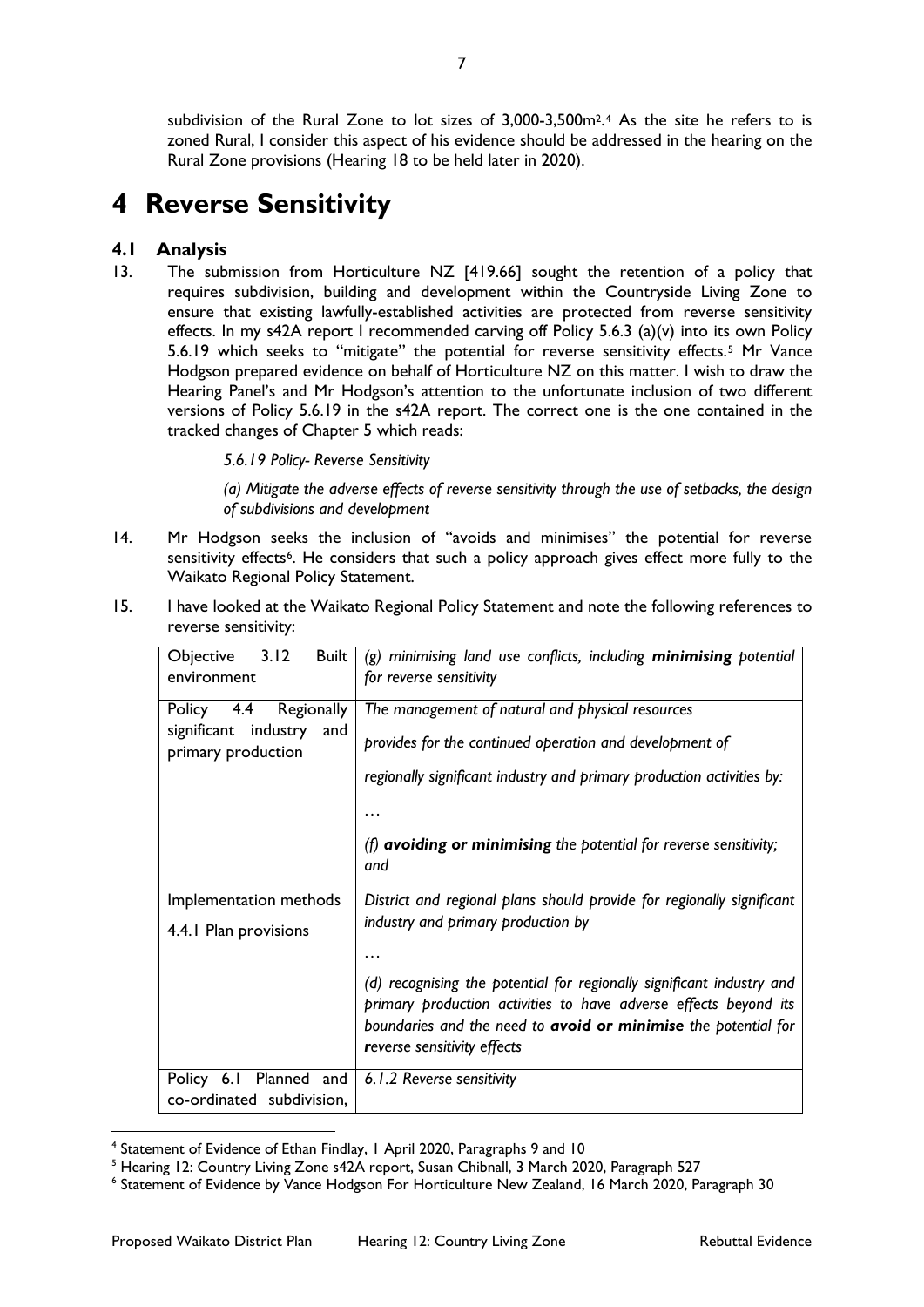subdivision of the Rural Zone to lot sizes of 3,000-3,500m2.[4] As the site he refers to is zoned Rural, I consider this aspect of his evidence should be addressed in the hearing on the Rural Zone provisions (Hearing 18 to be held later in 2020).

# 4 Reverse Sensitivity

## 4.1 Analysis

13. The submission from Horticulture NZ [419.66] sought the retention of a policy that requires subdivision, building and development within the Countryside Living Zone to ensure that existing lawfully-established activities are protected from reverse sensitivity effects. In my s42A report I recommended carving off Policy 5.6.3 (a)(v) into its own Policy 5.6.19 which seeks to "mitigate" the potential for reverse sensitivity effects.[5] Mr Vance Hodgson prepared evidence on behalf of Horticulture NZ on this matter. I wish to draw the Hearing Panel's and Mr Hodgson's attention to the unfortunate inclusion of two different versions of Policy 5.6.19 in the s42A report. The correct one is the one contained in the tracked changes of Chapter 5 which reads:

    *5.6.19 Policy- Reverse Sensitivity*

    *(a) Mitigate the adverse effects of reverse sensitivity through the use of setbacks, the design of subdivisions and development*

14. Mr Hodgson seeks the inclusion of "avoids and minimises" the potential for reverse sensitivity effects[6]. He considers that such a policy approach gives effect more fully to the Waikato Regional Policy Statement.

15. I have looked at the Waikato Regional Policy Statement and note the following references to reverse sensitivity:

| Objective 3.12 Built environment | *(g) minimising land use conflicts, including **minimising** potential for reverse sensitivity* |
|---|---|
| Policy 4.4 Regionally significant industry and primary production | *The management of natural and physical resources*<br><br>*provides for the continued operation and development of*<br><br>*regionally significant industry and primary production activities by:*<br><br>…<br><br>*(f) **avoiding or minimising** the potential for reverse sensitivity; and* |
| Implementation methods<br><br>4.4.1 Plan provisions | *District and regional plans should provide for regionally significant industry and primary production by*<br><br>…<br><br>*(d) recognising the potential for regionally significant industry and primary production activities to have adverse effects beyond its boundaries and the need to **avoid or minimise** the potential for **r**everse sensitivity effects* |
| Policy 6.1 Planned and co-ordinated subdivision, | *6.1.2 Reverse sensitivity* |

[4] Statement of Evidence of Ethan Findlay, 1 April 2020, Paragraphs 9 and 10

[5] Hearing 12: Country Living Zone s42A report, Susan Chibnall, 3 March 2020, Paragraph 527

[6] Statement of Evidence by Vance Hodgson For Horticulture New Zealand, 16 March 2020, Paragraph 30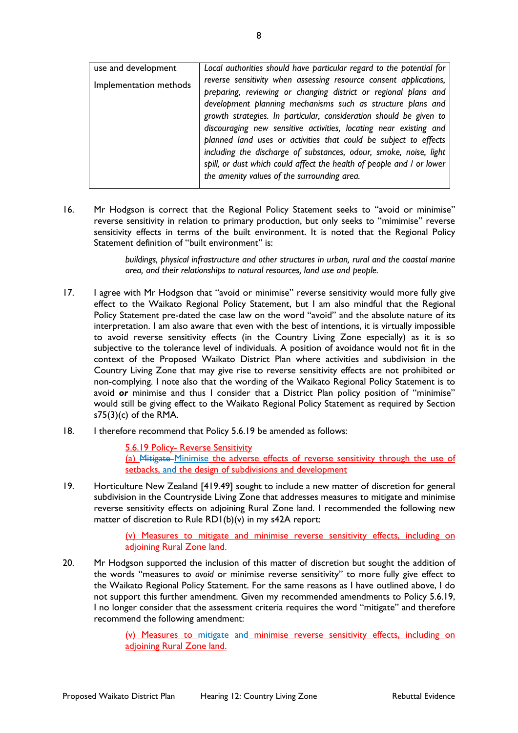| use and development<br><br>Implementation methods | *Local authorities should have particular regard to the potential for reverse sensitivity when assessing resource consent applications, preparing, reviewing or changing district or regional plans and development planning mechanisms such as structure plans and growth strategies. In particular, consideration should be given to discouraging new sensitive activities, locating near existing and planned land uses or activities that could be subject to effects including the discharge of substances, odour, smoke, noise, light spill, or dust which could affect the health of people and / or lower the amenity values of the surrounding area.* |
|---|---|

16. Mr Hodgson is correct that the Regional Policy Statement seeks to "avoid or minimise" reverse sensitivity in relation to primary production, but only seeks to "mimimise" reverse sensitivity effects in terms of the built environment. It is noted that the Regional Policy Statement definition of "built environment" is:

    > *buildings, physical infrastructure and other structures in urban, rural and the coastal marine area, and their relationships to natural resources, land use and people.*

17. I agree with Mr Hodgson that "avoid or minimise" reverse sensitivity would more fully give effect to the Waikato Regional Policy Statement, but I am also mindful that the Regional Policy Statement pre-dated the case law on the word "avoid" and the absolute nature of its interpretation. I am also aware that even with the best of intentions, it is virtually impossible to avoid reverse sensitivity effects (in the Country Living Zone especially) as it is so subjective to the tolerance level of individuals. A position of avoidance would not fit in the context of the Proposed Waikato District Plan where activities and subdivision in the Country Living Zone that may give rise to reverse sensitivity effects are not prohibited or non-complying. I note also that the wording of the Waikato Regional Policy Statement is to avoid ***or*** minimise and thus I consider that a District Plan policy position of "minimise" would still be giving effect to the Waikato Regional Policy Statement as required by Section s75(3)(c) of the RMA.

18. I therefore recommend that Policy 5.6.19 be amended as follows:

    > <u>5.6.19 Policy- Reverse Sensitivity</u>
    > <u>(a) ~~Mitigate~~ Minimise the adverse effects of reverse sensitivity through the use of setbacks, and the design of subdivisions and development</u>

19. Horticulture New Zealand [419.49] sought to include a new matter of discretion for general subdivision in the Countryside Living Zone that addresses measures to mitigate and minimise reverse sensitivity effects on adjoining Rural Zone land. I recommended the following new matter of discretion to Rule RD1(b)(v) in my s42A report:

    > <u>(v) Measures to mitigate and minimise reverse sensitivity effects, including on adjoining Rural Zone land.</u>

20. Mr Hodgson supported the inclusion of this matter of discretion but sought the addition of the words "measures to *avoid* or minimise reverse sensitivity" to more fully give effect to the Waikato Regional Policy Statement. For the same reasons as I have outlined above, I do not support this further amendment. Given my recommended amendments to Policy 5.6.19, I no longer consider that the assessment criteria requires the word "mitigate" and therefore recommend the following amendment:

    > <u>(v) Measures to ~~mitigate and~~ minimise reverse sensitivity effects, including on adjoining Rural Zone land.</u>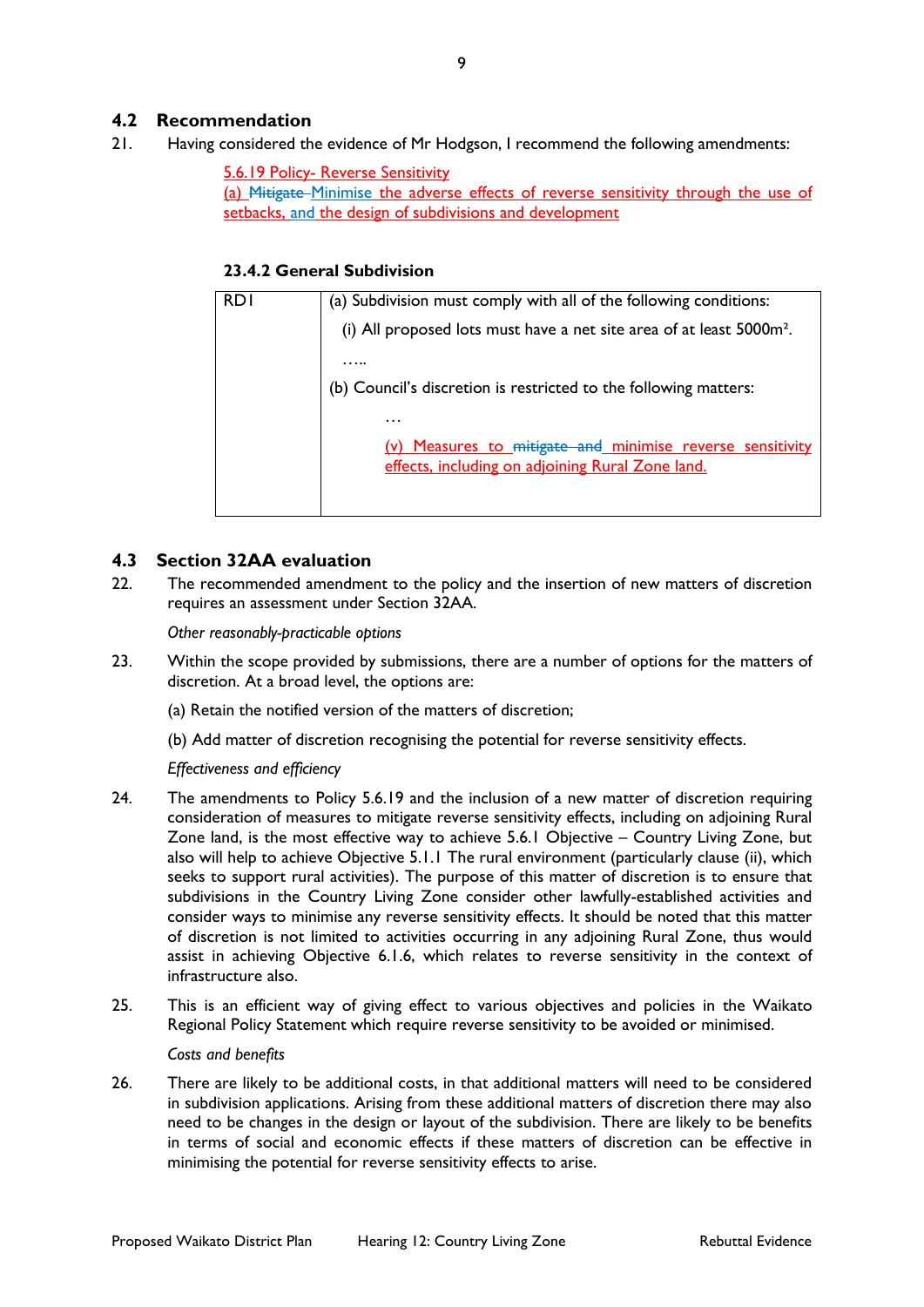## 4.2 Recommendation

21. Having considered the evidence of Mr Hodgson, I recommend the following amendments:

    5.6.19 Policy- Reverse Sensitivity
    (a) ~~Mitigate~~ Minimise the adverse effects of reverse sensitivity through the use of setbacks, and the design of subdivisions and development

    **23.4.2 General Subdivision**

| RD1 | (a) Subdivision must comply with all of the following conditions:<br>(i) All proposed lots must have a net site area of at least 5000m².<br>…..<br>(b) Council's discretion is restricted to the following matters:<br>…<br>(v) Measures to ~~mitigate and~~ minimise reverse sensitivity effects, including on adjoining Rural Zone land. |
|---|---|

## 4.3 Section 32AA evaluation

22. The recommended amendment to the policy and the insertion of new matters of discretion requires an assessment under Section 32AA.

    *Other reasonably-practicable options*

23. Within the scope provided by submissions, there are a number of options for the matters of discretion. At a broad level, the options are:

    (a) Retain the notified version of the matters of discretion;

    (b) Add matter of discretion recognising the potential for reverse sensitivity effects.

    *Effectiveness and efficiency*

24. The amendments to Policy 5.6.19 and the inclusion of a new matter of discretion requiring consideration of measures to mitigate reverse sensitivity effects, including on adjoining Rural Zone land, is the most effective way to achieve 5.6.1 Objective – Country Living Zone, but also will help to achieve Objective 5.1.1 The rural environment (particularly clause (ii), which seeks to support rural activities). The purpose of this matter of discretion is to ensure that subdivisions in the Country Living Zone consider other lawfully-established activities and consider ways to minimise any reverse sensitivity effects. It should be noted that this matter of discretion is not limited to activities occurring in any adjoining Rural Zone, thus would assist in achieving Objective 6.1.6, which relates to reverse sensitivity in the context of infrastructure also.

25. This is an efficient way of giving effect to various objectives and policies in the Waikato Regional Policy Statement which require reverse sensitivity to be avoided or minimised.

    *Costs and benefits*

26. There are likely to be additional costs, in that additional matters will need to be considered in subdivision applications. Arising from these additional matters of discretion there may also need to be changes in the design or layout of the subdivision. There are likely to be benefits in terms of social and economic effects if these matters of discretion can be effective in minimising the potential for reverse sensitivity effects to arise.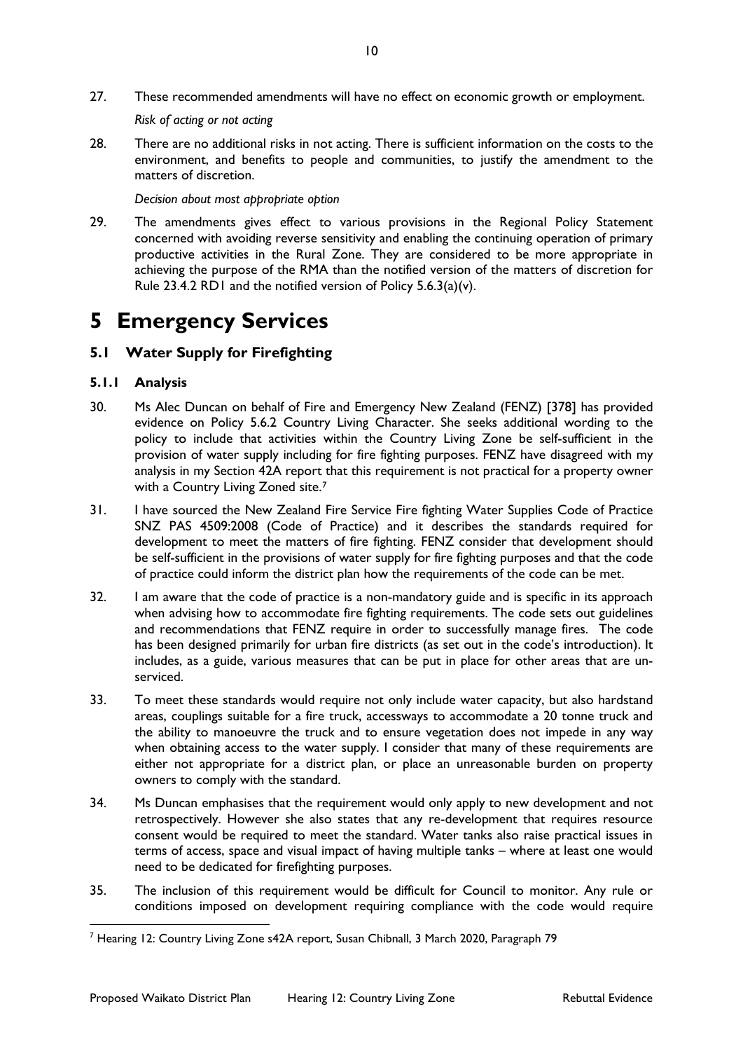27. These recommended amendments will have no effect on economic growth or employment.

*Risk of acting or not acting*

28. There are no additional risks in not acting. There is sufficient information on the costs to the environment, and benefits to people and communities, to justify the amendment to the matters of discretion.

*Decision about most appropriate option*

29. The amendments gives effect to various provisions in the Regional Policy Statement concerned with avoiding reverse sensitivity and enabling the continuing operation of primary productive activities in the Rural Zone. They are considered to be more appropriate in achieving the purpose of the RMA than the notified version of the matters of discretion for Rule 23.4.2 RD1 and the notified version of Policy 5.6.3(a)(v).

# 5 Emergency Services

## 5.1 Water Supply for Firefighting

### 5.1.1 Analysis

30. Ms Alec Duncan on behalf of Fire and Emergency New Zealand (FENZ) [378] has provided evidence on Policy 5.6.2 Country Living Character. She seeks additional wording to the policy to include that activities within the Country Living Zone be self-sufficient in the provision of water supply including for fire fighting purposes. FENZ have disagreed with my analysis in my Section 42A report that this requirement is not practical for a property owner with a Country Living Zoned site.[7]

31. I have sourced the New Zealand Fire Service Fire fighting Water Supplies Code of Practice SNZ PAS 4509:2008 (Code of Practice) and it describes the standards required for development to meet the matters of fire fighting. FENZ consider that development should be self-sufficient in the provisions of water supply for fire fighting purposes and that the code of practice could inform the district plan how the requirements of the code can be met.

32. I am aware that the code of practice is a non-mandatory guide and is specific in its approach when advising how to accommodate fire fighting requirements. The code sets out guidelines and recommendations that FENZ require in order to successfully manage fires. The code has been designed primarily for urban fire districts (as set out in the code's introduction). It includes, as a guide, various measures that can be put in place for other areas that are un-serviced.

33. To meet these standards would require not only include water capacity, but also hardstand areas, couplings suitable for a fire truck, accessways to accommodate a 20 tonne truck and the ability to manoeuvre the truck and to ensure vegetation does not impede in any way when obtaining access to the water supply. I consider that many of these requirements are either not appropriate for a district plan, or place an unreasonable burden on property owners to comply with the standard.

34. Ms Duncan emphasises that the requirement would only apply to new development and not retrospectively. However she also states that any re-development that requires resource consent would be required to meet the standard. Water tanks also raise practical issues in terms of access, space and visual impact of having multiple tanks – where at least one would need to be dedicated for firefighting purposes.

35. The inclusion of this requirement would be difficult for Council to monitor. Any rule or conditions imposed on development requiring compliance with the code would require

---

[7] Hearing 12: Country Living Zone s42A report, Susan Chibnall, 3 March 2020, Paragraph 79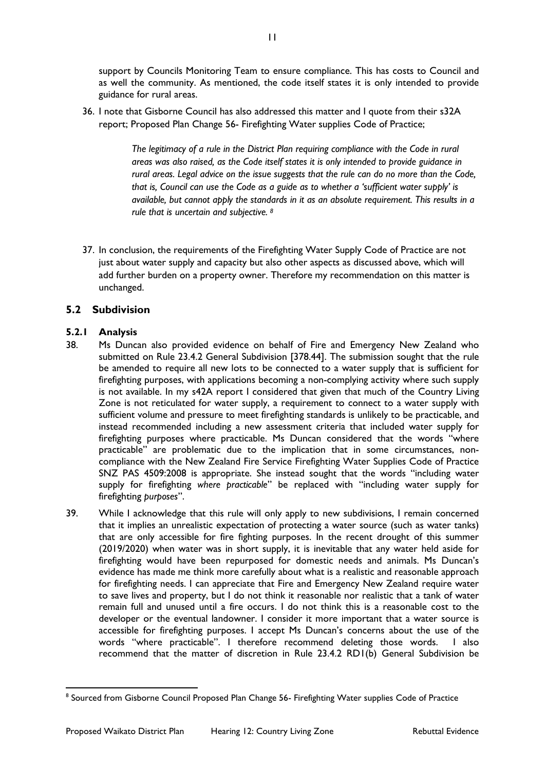support by Councils Monitoring Team to ensure compliance. This has costs to Council and as well the community. As mentioned, the code itself states it is only intended to provide guidance for rural areas.

36. I note that Gisborne Council has also addressed this matter and I quote from their s32A report; Proposed Plan Change 56- Firefighting Water supplies Code of Practice;

> *The legitimacy of a rule in the District Plan requiring compliance with the Code in rural areas was also raised, as the Code itself states it is only intended to provide guidance in rural areas. Legal advice on the issue suggests that the rule can do no more than the Code, that is, Council can use the Code as a guide as to whether a 'sufficient water supply' is available, but cannot apply the standards in it as an absolute requirement. This results in a rule that is uncertain and subjective.* [8]

37. In conclusion, the requirements of the Firefighting Water Supply Code of Practice are not just about water supply and capacity but also other aspects as discussed above, which will add further burden on a property owner. Therefore my recommendation on this matter is unchanged.

## 5.2 Subdivision

### 5.2.1 Analysis

38. Ms Duncan also provided evidence on behalf of Fire and Emergency New Zealand who submitted on Rule 23.4.2 General Subdivision [378.44]. The submission sought that the rule be amended to require all new lots to be connected to a water supply that is sufficient for firefighting purposes, with applications becoming a non-complying activity where such supply is not available. In my s42A report I considered that given that much of the Country Living Zone is not reticulated for water supply, a requirement to connect to a water supply with sufficient volume and pressure to meet firefighting standards is unlikely to be practicable, and instead recommended including a new assessment criteria that included water supply for firefighting purposes where practicable. Ms Duncan considered that the words "where practicable" are problematic due to the implication that in some circumstances, non-compliance with the New Zealand Fire Service Firefighting Water Supplies Code of Practice SNZ PAS 4509:2008 is appropriate. She instead sought that the words "including water supply for firefighting *where practicable*" be replaced with "including water supply for firefighting *purposes*".

39. While I acknowledge that this rule will only apply to new subdivisions, I remain concerned that it implies an unrealistic expectation of protecting a water source (such as water tanks) that are only accessible for fire fighting purposes. In the recent drought of this summer (2019/2020) when water was in short supply, it is inevitable that any water held aside for firefighting would have been repurposed for domestic needs and animals. Ms Duncan's evidence has made me think more carefully about what is a realistic and reasonable approach for firefighting needs. I can appreciate that Fire and Emergency New Zealand require water to save lives and property, but I do not think it reasonable nor realistic that a tank of water remain full and unused until a fire occurs. I do not think this is a reasonable cost to the developer or the eventual landowner. I consider it more important that a water source is accessible for firefighting purposes. I accept Ms Duncan's concerns about the use of the words "where practicable". I therefore recommend deleting those words. I also recommend that the matter of discretion in Rule 23.4.2 RD1(b) General Subdivision be

[8] Sourced from Gisborne Council Proposed Plan Change 56- Firefighting Water supplies Code of Practice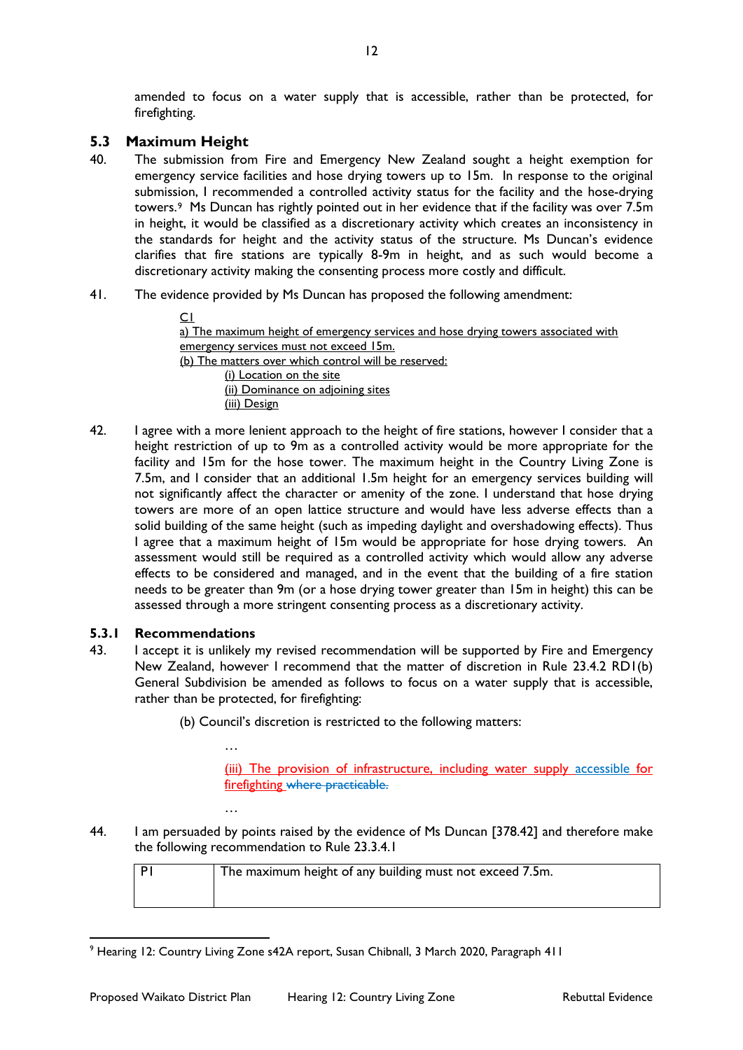amended to focus on a water supply that is accessible, rather than be protected, for firefighting.

## 5.3 Maximum Height

40. The submission from Fire and Emergency New Zealand sought a height exemption for emergency service facilities and hose drying towers up to 15m. In response to the original submission, I recommended a controlled activity status for the facility and the hose-drying towers.[9] Ms Duncan has rightly pointed out in her evidence that if the facility was over 7.5m in height, it would be classified as a discretionary activity which creates an inconsistency in the standards for height and the activity status of the structure. Ms Duncan's evidence clarifies that fire stations are typically 8-9m in height, and as such would become a discretionary activity making the consenting process more costly and difficult.

41. The evidence provided by Ms Duncan has proposed the following amendment:

> <u>C1</u>
> <u>a) The maximum height of emergency services and hose drying towers associated with emergency services must not exceed 15m.</u>
> <u>(b) The matters over which control will be reserved:</u>
> <u>(i) Location on the site</u>
> <u>(ii) Dominance on adjoining sites</u>
> <u>(iii) Design</u>

42. I agree with a more lenient approach to the height of fire stations, however I consider that a height restriction of up to 9m as a controlled activity would be more appropriate for the facility and 15m for the hose tower. The maximum height in the Country Living Zone is 7.5m, and I consider that an additional 1.5m height for an emergency services building will not significantly affect the character or amenity of the zone. I understand that hose drying towers are more of an open lattice structure and would have less adverse effects than a solid building of the same height (such as impeding daylight and overshadowing effects). Thus I agree that a maximum height of 15m would be appropriate for hose drying towers. An assessment would still be required as a controlled activity which would allow any adverse effects to be considered and managed, and in the event that the building of a fire station needs to be greater than 9m (or a hose drying tower greater than 15m in height) this can be assessed through a more stringent consenting process as a discretionary activity.

### 5.3.1 Recommendations

43. I accept it is unlikely my revised recommendation will be supported by Fire and Emergency New Zealand, however I recommend that the matter of discretion in Rule 23.4.2 RD1(b) General Subdivision be amended as follows to focus on a water supply that is accessible, rather than be protected, for firefighting:

> (b) Council's discretion is restricted to the following matters:
>
> …
>
> <u>(iii) The provision of infrastructure, including water supply accessible for firefighting</u> ~~where practicable.~~
>
> …

44. I am persuaded by points raised by the evidence of Ms Duncan [378.42] and therefore make the following recommendation to Rule 23.3.4.1

| P1 | The maximum height of any building must not exceed 7.5m. |
|---|---|

[9] Hearing 12: Country Living Zone s42A report, Susan Chibnall, 3 March 2020, Paragraph 411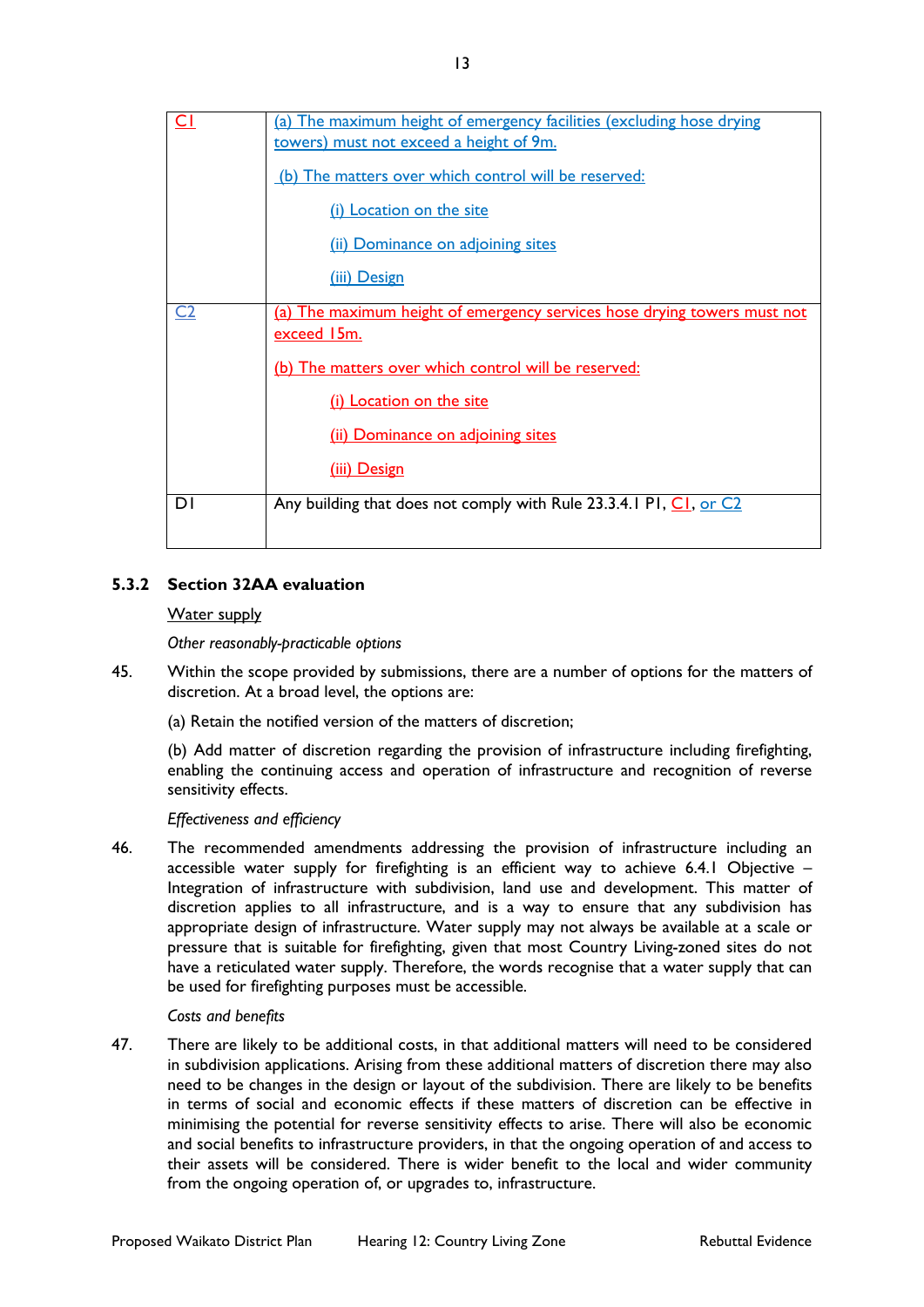| | |
|---|---|
| C1 | (a) The maximum height of emergency facilities (excluding hose drying towers) must not exceed a height of 9m.<br><br>(b) The matters over which control will be reserved:<br><br>(i) Location on the site<br><br>(ii) Dominance on adjoining sites<br><br>(iii) Design |
| C2 | (a) The maximum height of emergency services hose drying towers must not exceed 15m.<br><br>(b) The matters over which control will be reserved:<br><br>(i) Location on the site<br><br>(ii) Dominance on adjoining sites<br><br>(iii) Design |
| D1 | Any building that does not comply with Rule 23.3.4.1 P1, C1, or C2 |

### 5.3.2 Section 32AA evaluation

Water supply

*Other reasonably-practicable options*

45. Within the scope provided by submissions, there are a number of options for the matters of discretion. At a broad level, the options are:

(a) Retain the notified version of the matters of discretion;

(b) Add matter of discretion regarding the provision of infrastructure including firefighting, enabling the continuing access and operation of infrastructure and recognition of reverse sensitivity effects.

*Effectiveness and efficiency*

46. The recommended amendments addressing the provision of infrastructure including an accessible water supply for firefighting is an efficient way to achieve 6.4.1 Objective – Integration of infrastructure with subdivision, land use and development. This matter of discretion applies to all infrastructure, and is a way to ensure that any subdivision has appropriate design of infrastructure. Water supply may not always be available at a scale or pressure that is suitable for firefighting, given that most Country Living-zoned sites do not have a reticulated water supply. Therefore, the words recognise that a water supply that can be used for firefighting purposes must be accessible.

*Costs and benefits*

47. There are likely to be additional costs, in that additional matters will need to be considered in subdivision applications. Arising from these additional matters of discretion there may also need to be changes in the design or layout of the subdivision. There are likely to be benefits in terms of social and economic effects if these matters of discretion can be effective in minimising the potential for reverse sensitivity effects to arise. There will also be economic and social benefits to infrastructure providers, in that the ongoing operation of and access to their assets will be considered. There is wider benefit to the local and wider community from the ongoing operation of, or upgrades to, infrastructure.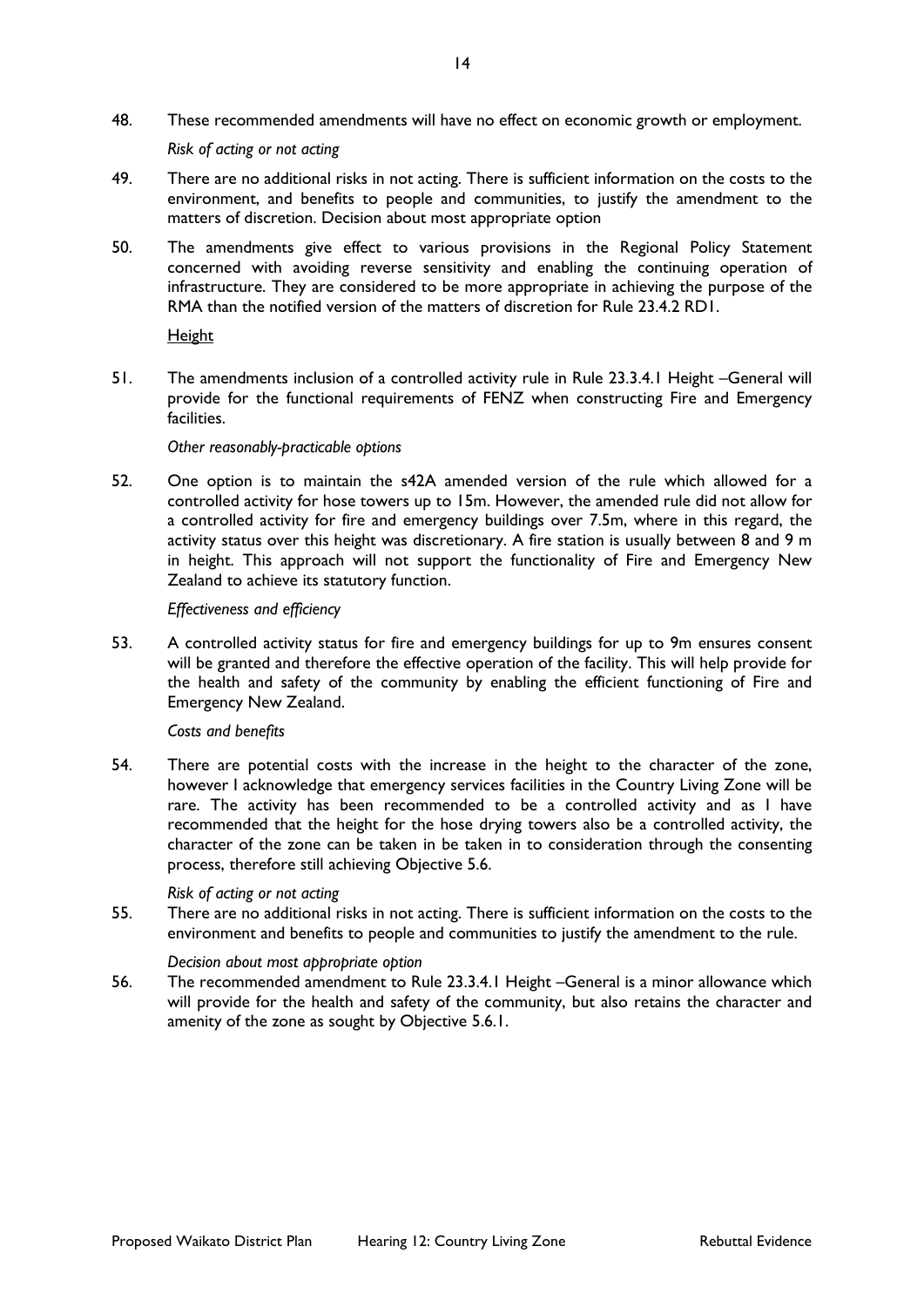48. These recommended amendments will have no effect on economic growth or employment.

*Risk of acting or not acting*

49. There are no additional risks in not acting. There is sufficient information on the costs to the environment, and benefits to people and communities, to justify the amendment to the matters of discretion. Decision about most appropriate option

50. The amendments give effect to various provisions in the Regional Policy Statement concerned with avoiding reverse sensitivity and enabling the continuing operation of infrastructure. They are considered to be more appropriate in achieving the purpose of the RMA than the notified version of the matters of discretion for Rule 23.4.2 RD1.

<u>Height</u>

51. The amendments inclusion of a controlled activity rule in Rule 23.3.4.1 Height –General will provide for the functional requirements of FENZ when constructing Fire and Emergency facilities.

*Other reasonably-practicable options*

52. One option is to maintain the s42A amended version of the rule which allowed for a controlled activity for hose towers up to 15m. However, the amended rule did not allow for a controlled activity for fire and emergency buildings over 7.5m, where in this regard, the activity status over this height was discretionary. A fire station is usually between 8 and 9 m in height. This approach will not support the functionality of Fire and Emergency New Zealand to achieve its statutory function.

*Effectiveness and efficiency*

53. A controlled activity status for fire and emergency buildings for up to 9m ensures consent will be granted and therefore the effective operation of the facility. This will help provide for the health and safety of the community by enabling the efficient functioning of Fire and Emergency New Zealand.

*Costs and benefits*

54. There are potential costs with the increase in the height to the character of the zone, however I acknowledge that emergency services facilities in the Country Living Zone will be rare. The activity has been recommended to be a controlled activity and as I have recommended that the height for the hose drying towers also be a controlled activity, the character of the zone can be taken in be taken in to consideration through the consenting process, therefore still achieving Objective 5.6.

*Risk of acting or not acting*

55. There are no additional risks in not acting. There is sufficient information on the costs to the environment and benefits to people and communities to justify the amendment to the rule.

*Decision about most appropriate option*

56. The recommended amendment to Rule 23.3.4.1 Height –General is a minor allowance which will provide for the health and safety of the community, but also retains the character and amenity of the zone as sought by Objective 5.6.1.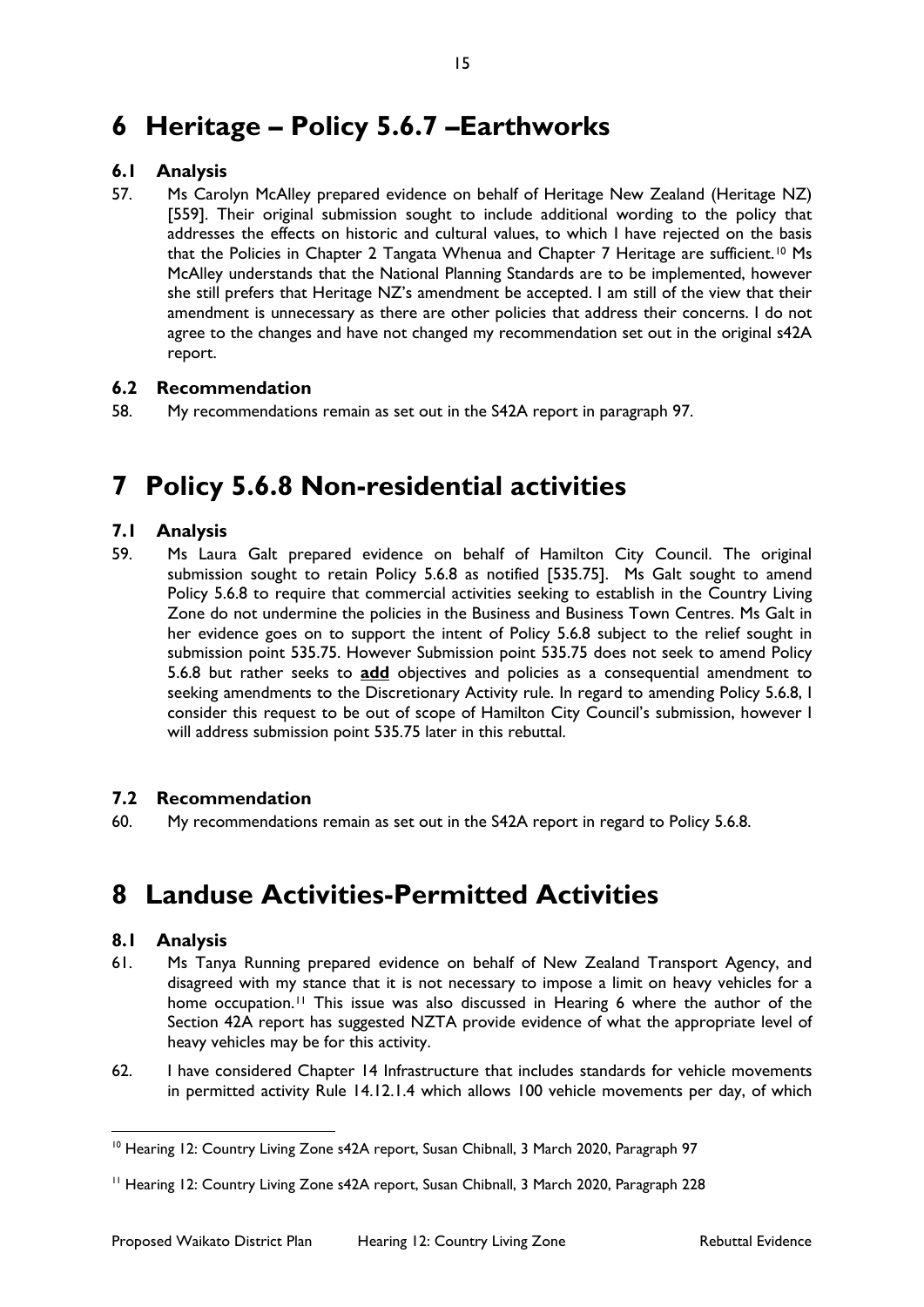# 6 Heritage – Policy 5.6.7 –Earthworks

## 6.1 Analysis

57. Ms Carolyn McAlley prepared evidence on behalf of Heritage New Zealand (Heritage NZ) [559]. Their original submission sought to include additional wording to the policy that addresses the effects on historic and cultural values, to which I have rejected on the basis that the Policies in Chapter 2 Tangata Whenua and Chapter 7 Heritage are sufficient.[10] Ms McAlley understands that the National Planning Standards are to be implemented, however she still prefers that Heritage NZ's amendment be accepted. I am still of the view that their amendment is unnecessary as there are other policies that address their concerns. I do not agree to the changes and have not changed my recommendation set out in the original s42A report.

## 6.2 Recommendation

58. My recommendations remain as set out in the S42A report in paragraph 97.

# 7 Policy 5.6.8 Non-residential activities

## 7.1 Analysis

59. Ms Laura Galt prepared evidence on behalf of Hamilton City Council. The original submission sought to retain Policy 5.6.8 as notified [535.75]. Ms Galt sought to amend Policy 5.6.8 to require that commercial activities seeking to establish in the Country Living Zone do not undermine the policies in the Business and Business Town Centres. Ms Galt in her evidence goes on to support the intent of Policy 5.6.8 subject to the relief sought in submission point 535.75. However Submission point 535.75 does not seek to amend Policy 5.6.8 but rather seeks to **add** objectives and policies as a consequential amendment to seeking amendments to the Discretionary Activity rule. In regard to amending Policy 5.6.8, I consider this request to be out of scope of Hamilton City Council's submission, however I will address submission point 535.75 later in this rebuttal.

## 7.2 Recommendation

60. My recommendations remain as set out in the S42A report in regard to Policy 5.6.8.

# 8 Landuse Activities-Permitted Activities

## 8.1 Analysis

61. Ms Tanya Running prepared evidence on behalf of New Zealand Transport Agency, and disagreed with my stance that it is not necessary to impose a limit on heavy vehicles for a home occupation.[11] This issue was also discussed in Hearing 6 where the author of the Section 42A report has suggested NZTA provide evidence of what the appropriate level of heavy vehicles may be for this activity.

62. I have considered Chapter 14 Infrastructure that includes standards for vehicle movements in permitted activity Rule 14.12.1.4 which allows 100 vehicle movements per day, of which

---

[10] Hearing 12: Country Living Zone s42A report, Susan Chibnall, 3 March 2020, Paragraph 97

[11] Hearing 12: Country Living Zone s42A report, Susan Chibnall, 3 March 2020, Paragraph 228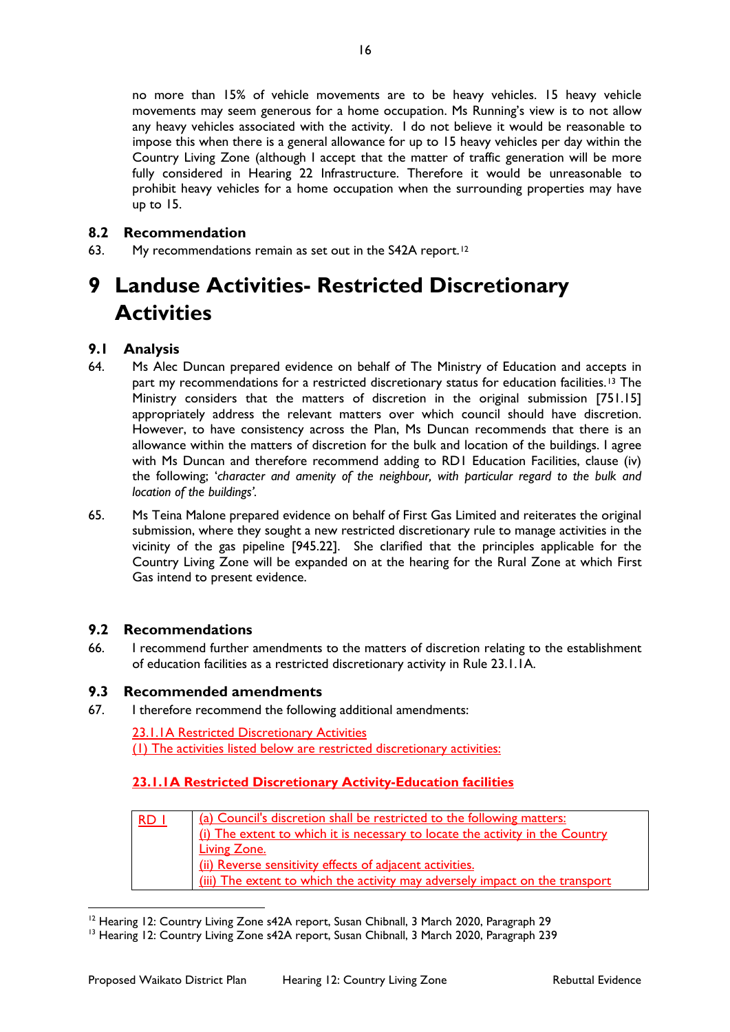no more than 15% of vehicle movements are to be heavy vehicles. 15 heavy vehicle movements may seem generous for a home occupation. Ms Running's view is to not allow any heavy vehicles associated with the activity. I do not believe it would be reasonable to impose this when there is a general allowance for up to 15 heavy vehicles per day within the Country Living Zone (although I accept that the matter of traffic generation will be more fully considered in Hearing 22 Infrastructure. Therefore it would be unreasonable to prohibit heavy vehicles for a home occupation when the surrounding properties may have up to 15.

## 8.2 Recommendation

63. My recommendations remain as set out in the S42A report.[12]

# 9 Landuse Activities- Restricted Discretionary Activities

## 9.1 Analysis

64. Ms Alec Duncan prepared evidence on behalf of The Ministry of Education and accepts in part my recommendations for a restricted discretionary status for education facilities.[13] The Ministry considers that the matters of discretion in the original submission [751.15] appropriately address the relevant matters over which council should have discretion. However, to have consistency across the Plan, Ms Duncan recommends that there is an allowance within the matters of discretion for the bulk and location of the buildings. I agree with Ms Duncan and therefore recommend adding to RD1 Education Facilities, clause (iv) the following; '*character and amenity of the neighbour, with particular regard to the bulk and location of the buildings'.*

65. Ms Teina Malone prepared evidence on behalf of First Gas Limited and reiterates the original submission, where they sought a new restricted discretionary rule to manage activities in the vicinity of the gas pipeline [945.22]. She clarified that the principles applicable for the Country Living Zone will be expanded on at the hearing for the Rural Zone at which First Gas intend to present evidence.

## 9.2 Recommendations

66. I recommend further amendments to the matters of discretion relating to the establishment of education facilities as a restricted discretionary activity in Rule 23.1.1A.

## 9.3 Recommended amendments

67. I therefore recommend the following additional amendments:

<u>23.1.1A Restricted Discretionary Activities</u>
<u>(1) The activities listed below are restricted discretionary activities:</u>

**<u>23.1.1A Restricted Discretionary Activity-Education facilities</u>**

| <u>RD 1</u> | <u>(a) Council's discretion shall be restricted to the following matters:</u><br><u>(i) The extent to which it is necessary to locate the activity in the Country Living Zone.</u><br><u>(ii) Reverse sensitivity effects of adjacent activities.</u><br><u>(iii) The extent to which the activity may adversely impact on the transport</u> |
|---|---|

[12] Hearing 12: Country Living Zone s42A report, Susan Chibnall, 3 March 2020, Paragraph 29
[13] Hearing 12: Country Living Zone s42A report, Susan Chibnall, 3 March 2020, Paragraph 239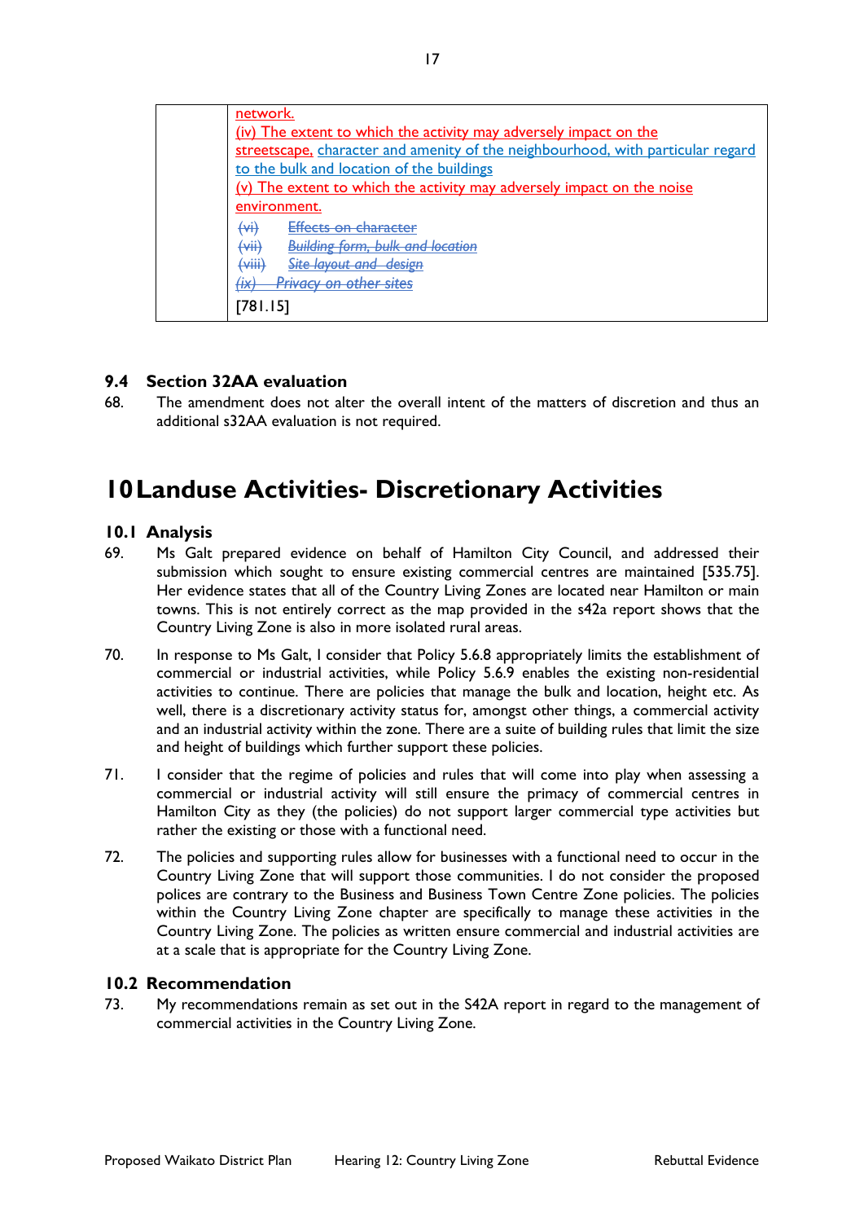| | network.<br>(iv) The extent to which the activity may adversely impact on the streetscape, character and amenity of the neighbourhood, with particular regard to the bulk and location of the buildings<br>(v) The extent to which the activity may adversely impact on the noise environment.<br>~~(vi) Effects on character~~<br>~~(vii) Building form, bulk and location~~<br>~~(viii) Site layout and design~~<br>~~(ix) Privacy on other sites~~<br>[781.15] |
|---|---|

### 9.4 Section 32AA evaluation

68. The amendment does not alter the overall intent of the matters of discretion and thus an additional s32AA evaluation is not required.

# 10 Landuse Activities- Discretionary Activities

### 10.1 Analysis

69. Ms Galt prepared evidence on behalf of Hamilton City Council, and addressed their submission which sought to ensure existing commercial centres are maintained [535.75]. Her evidence states that all of the Country Living Zones are located near Hamilton or main towns. This is not entirely correct as the map provided in the s42a report shows that the Country Living Zone is also in more isolated rural areas.

70. In response to Ms Galt, I consider that Policy 5.6.8 appropriately limits the establishment of commercial or industrial activities, while Policy 5.6.9 enables the existing non-residential activities to continue. There are policies that manage the bulk and location, height etc. As well, there is a discretionary activity status for, amongst other things, a commercial activity and an industrial activity within the zone. There are a suite of building rules that limit the size and height of buildings which further support these policies.

71. I consider that the regime of policies and rules that will come into play when assessing a commercial or industrial activity will still ensure the primacy of commercial centres in Hamilton City as they (the policies) do not support larger commercial type activities but rather the existing or those with a functional need.

72. The policies and supporting rules allow for businesses with a functional need to occur in the Country Living Zone that will support those communities. I do not consider the proposed polices are contrary to the Business and Business Town Centre Zone policies. The policies within the Country Living Zone chapter are specifically to manage these activities in the Country Living Zone. The policies as written ensure commercial and industrial activities are at a scale that is appropriate for the Country Living Zone.

### 10.2 Recommendation

73. My recommendations remain as set out in the S42A report in regard to the management of commercial activities in the Country Living Zone.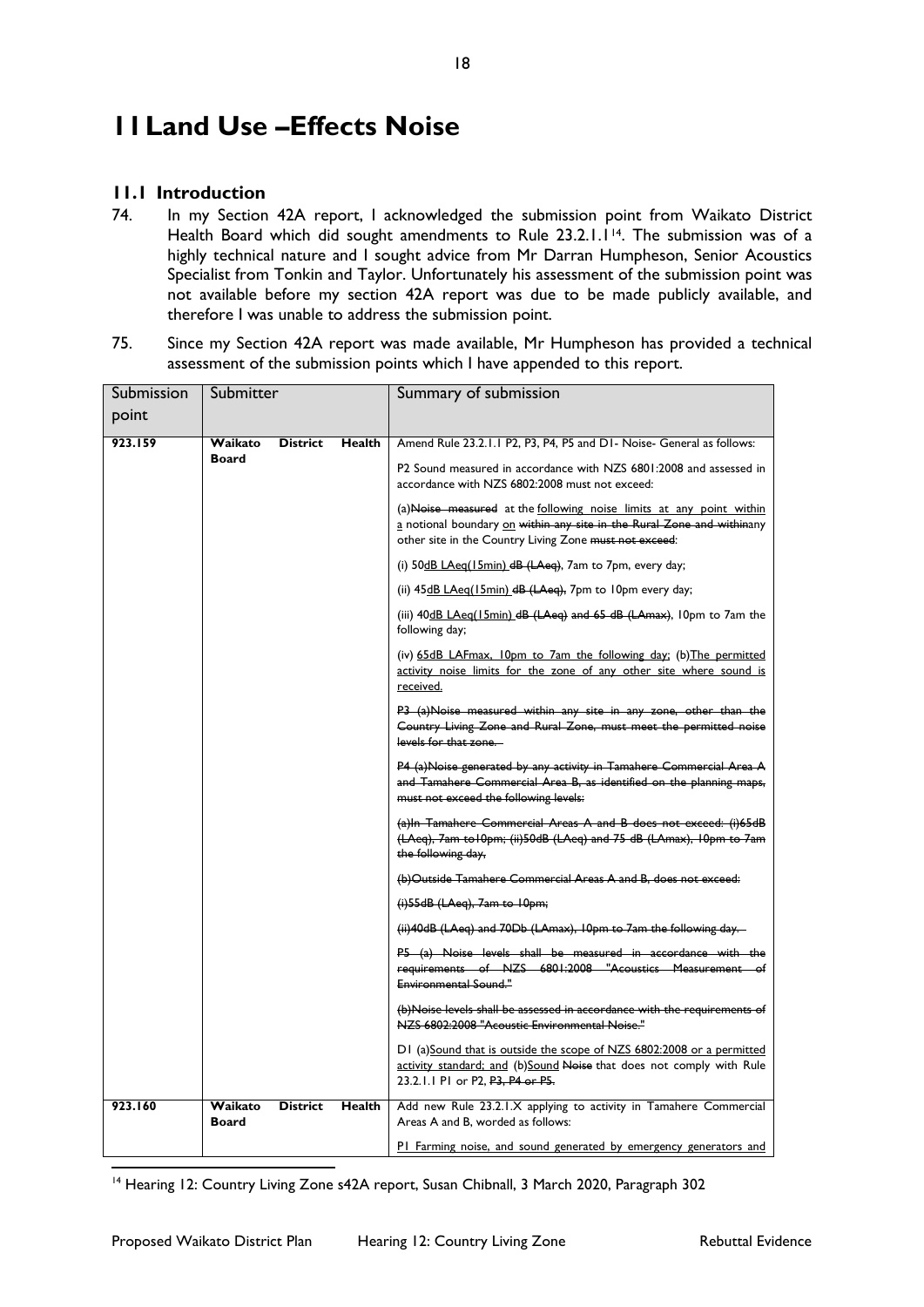# 11 Land Use –Effects Noise

## 11.1 Introduction

74. In my Section 42A report, I acknowledged the submission point from Waikato District Health Board which did sought amendments to Rule 23.2.1.1[14]. The submission was of a highly technical nature and I sought advice from Mr Darran Humpheson, Senior Acoustics Specialist from Tonkin and Taylor. Unfortunately his assessment of the submission point was not available before my section 42A report was due to be made publicly available, and therefore I was unable to address the submission point.

75. Since my Section 42A report was made available, Mr Humpheson has provided a technical assessment of the submission points which I have appended to this report.

| Submission point | Submitter | Summary of submission |
|---|---|---|
| **923.159** | **Waikato District Health Board** | Amend Rule 23.2.1.1 P2, P3, P4, P5 and D1- Noise- General as follows:<br><br>P2 Sound measured in accordance with NZS 6801:2008 and assessed in accordance with NZS 6802:2008 must not exceed:<br><br>(a)~~Noise measured~~ at the <u>following noise limits at any point within a</u> notional boundary <u>on</u> ~~within any site in the Rural Zone and within~~any other site in the Country Living Zone ~~must not exceed~~:<br><br>(i) 50<u>dB LAeq(15min)</u> ~~dB (LAeq)~~, 7am to 7pm, every day;<br><br>(ii) 45<u>dB LAeq(15min)</u> ~~dB (LAeq)~~, 7pm to 10pm every day;<br><br>(iii) 40<u>dB LAeq(15min)</u> ~~dB (LAeq) and 65 dB (LAmax)~~, 10pm to 7am the following day;<br><br>(iv) <u>65dB LAFmax, 10pm to 7am the following day;</u> (b)<u>The permitted activity noise limits for the zone of any other site where sound is received.</u><br><br>~~P3 (a)Noise measured within any site in any zone, other than the Country Living Zone and Rural Zone, must meet the permitted noise levels for that zone.~~<br><br>~~P4 (a)Noise generated by any activity in Tamahere Commercial Area A and Tamahere Commercial Area B, as identified on the planning maps, must not exceed the following levels:~~<br><br>~~(a)In Tamahere Commercial Areas A and B does not exceed: (i)65dB (LAeq), 7am to10pm; (ii)50dB (LAeq) and 75 dB (LAmax), 10pm to 7am the following day,~~<br><br>~~(b)Outside Tamahere Commercial Areas A and B, does not exceed:~~<br><br>~~(i)55dB (LAeq), 7am to 10pm;~~<br><br>~~(ii)40dB (LAeq) and 70Db (LAmax), 10pm to 7am the following day.~~<br><br>~~P5 (a) Noise levels shall be measured in accordance with the requirements of NZS 6801:2008 "Acoustics Measurement of Environmental Sound."~~<br><br>~~(b)Noise levels shall be assessed in accordance with the requirements of NZS 6802:2008 "Acoustic Environmental Noise."~~<br><br>D1 (a)<u>Sound that is outside the scope of NZS 6802:2008 or a permitted activity standard; and</u> (b)<u>Sound</u> ~~Noise~~ that does not comply with Rule 23.2.1.1 P1 or P2, ~~P3, P4 or P5.~~ |
| **923.160** | **Waikato District Health Board** | Add new Rule 23.2.1.X applying to activity in Tamahere Commercial Areas A and B, worded as follows:<br><br><u>P1 Farming noise, and sound generated by emergency generators and</u> |

[14] Hearing 12: Country Living Zone s42A report, Susan Chibnall, 3 March 2020, Paragraph 302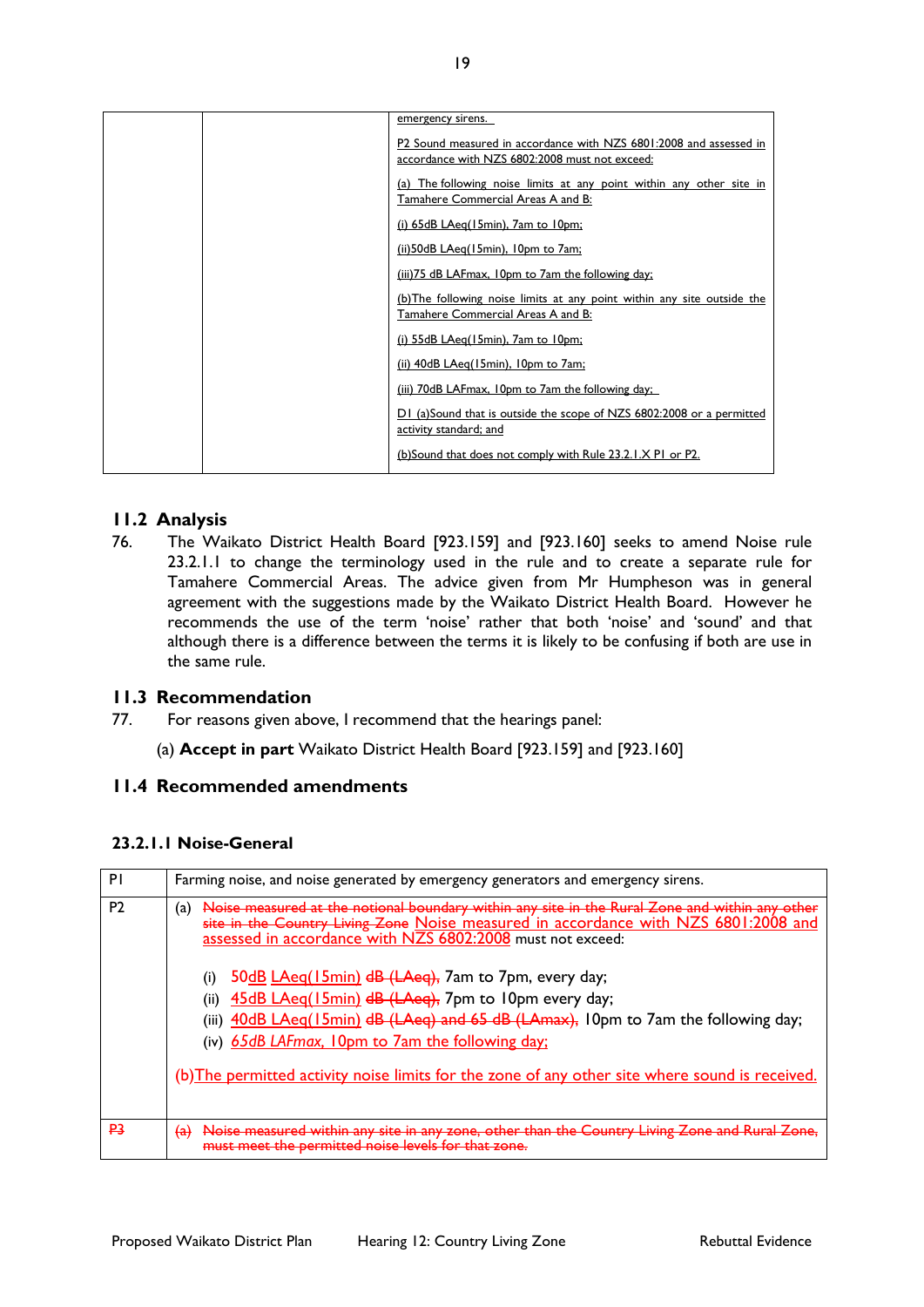| | | emergency sirens.<br><br>P2 Sound measured in accordance with NZS 6801:2008 and assessed in accordance with NZS 6802:2008 must not exceed:<br><br>(a) The following noise limits at any point within any other site in Tamahere Commercial Areas A and B:<br><br>(i) 65dB LAeq(15min), 7am to 10pm;<br><br>(ii)50dB LAeq(15min), 10pm to 7am;<br><br>(iii)75 dB LAFmax, 10pm to 7am the following day;<br><br>(b)The following noise limits at any point within any site outside the Tamahere Commercial Areas A and B:<br><br>(i) 55dB LAeq(15min), 7am to 10pm;<br><br>(ii) 40dB LAeq(15min), 10pm to 7am;<br><br>(iii) 70dB LAFmax, 10pm to 7am the following day;<br><br>D1 (a)Sound that is outside the scope of NZS 6802:2008 or a permitted activity standard; and<br><br>(b)Sound that does not comply with Rule 23.2.1.X P1 or P2. |
|---|---|---|

## 11.2 Analysis

76. The Waikato District Health Board [923.159] and [923.160] seeks to amend Noise rule 23.2.1.1 to change the terminology used in the rule and to create a separate rule for Tamahere Commercial Areas. The advice given from Mr Humpheson was in general agreement with the suggestions made by the Waikato District Health Board. However he recommends the use of the term 'noise' rather that both 'noise' and 'sound' and that although there is a difference between the terms it is likely to be confusing if both are use in the same rule.

## 11.3 Recommendation

77. For reasons given above, I recommend that the hearings panel:

(a) **Accept in part** Waikato District Health Board [923.159] and [923.160]

## 11.4 Recommended amendments

### 23.2.1.1 Noise-General

| P1 | Farming noise, and noise generated by emergency generators and emergency sirens. |
|---|---|
| P2 | (a) ~~Noise measured at the notional boundary within any site in the Rural Zone and within any other site in the Country Living Zone~~ Noise measured in accordance with NZS 6801:2008 and assessed in accordance with NZS 6802:2008 must not exceed:<br><br>(i) 50dB LAeq(15min) ~~dB (LAeq),~~ 7am to 7pm, every day;<br>(ii) 45dB LAeq(15min) ~~dB (LAeq),~~ 7pm to 10pm every day;<br>(iii) 40dB LAeq(15min) ~~dB (LAeq) and 65 dB (LAmax),~~ 10pm to 7am the following day;<br>(iv) *65dB LAFmax,* 10pm to 7am the following day;<br><br>(b)The permitted activity noise limits for the zone of any other site where sound is received. |
| ~~P3~~ | ~~(a) Noise measured within any site in any zone, other than the Country Living Zone and Rural Zone, must meet the permitted noise levels for that zone.~~ |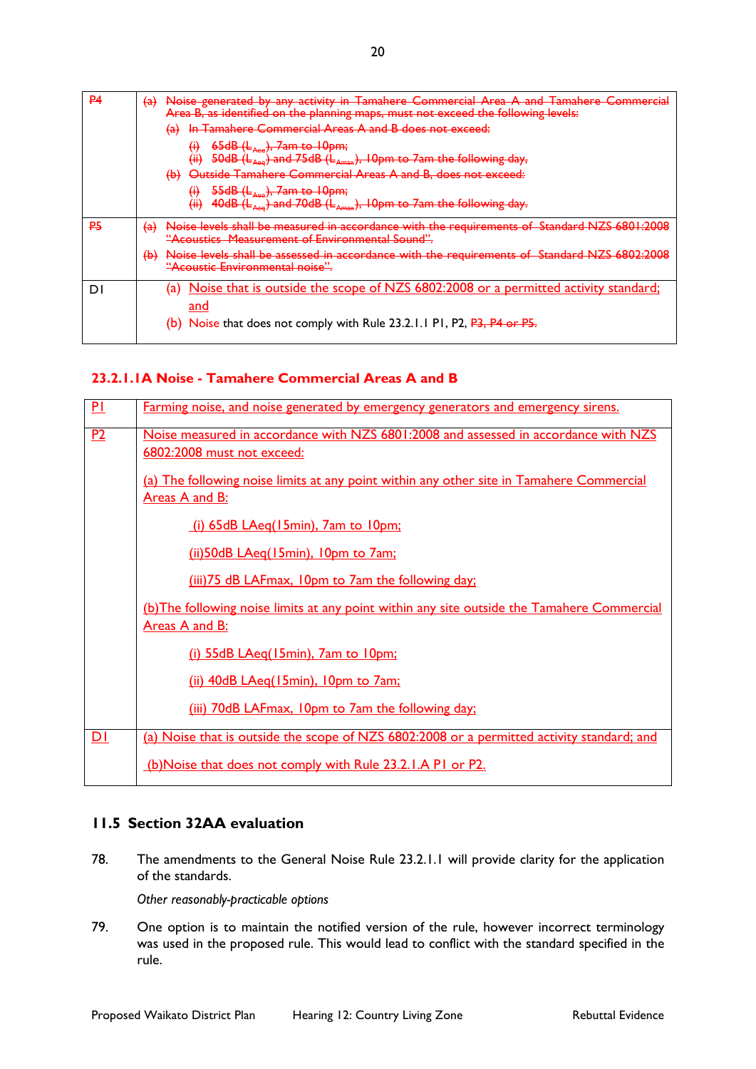| | |
|---|---|
| ~~P4~~ | ~~(a) Noise generated by any activity in Tamahere Commercial Area A and Tamahere Commercial Area B, as identified on the planning maps, must not exceed the following levels:~~<br>~~(a) In Tamahere Commercial Areas A and B does not exceed:~~<br>~~(i) 65dB ($L_{Aeq}$), 7am to 10pm;~~<br>~~(ii) 50dB ($L_{Aeq}$) and 75dB ($L_{Amax}$), 10pm to 7am the following day,~~<br>~~(b) Outside Tamahere Commercial Areas A and B, does not exceed:~~<br>~~(i) 55dB ($L_{Aeq}$), 7am to 10pm;~~<br>~~(ii) 40dB ($L_{Aeq}$) and 70dB ($L_{Amax}$), 10pm to 7am the following day.~~ |
| ~~P5~~ | ~~(a) Noise levels shall be measured in accordance with the requirements of Standard NZS 6801:2008 "Acoustics Measurement of Environmental Sound".~~<br>~~(b) Noise levels shall be assessed in accordance with the requirements of Standard NZS 6802:2008 "Acoustic Environmental noise".~~ |
| D1 | (a) Noise that is outside the scope of NZS 6802:2008 or a permitted activity standard; and<br>(b) Noise that does not comply with Rule 23.2.1.1 P1, P2, ~~P3, P4 or P5.~~ |

### 23.2.1.1A Noise - Tamahere Commercial Areas A and B

| | |
|---|---|
| P1 | Farming noise, and noise generated by emergency generators and emergency sirens. |
| P2 | Noise measured in accordance with NZS 6801:2008 and assessed in accordance with NZS 6802:2008 must not exceed:<br><br>(a) The following noise limits at any point within any other site in Tamahere Commercial Areas A and B:<br><br>(i) 65dB LAeq(15min), 7am to 10pm;<br><br>(ii)50dB LAeq(15min), 10pm to 7am;<br><br>(iii)75 dB LAFmax, 10pm to 7am the following day;<br><br>(b)The following noise limits at any point within any site outside the Tamahere Commercial Areas A and B:<br><br>(i) 55dB LAeq(15min), 7am to 10pm;<br><br>(ii) 40dB LAeq(15min), 10pm to 7am;<br><br>(iii) 70dB LAFmax, 10pm to 7am the following day; |
| D1 | (a) Noise that is outside the scope of NZS 6802:2008 or a permitted activity standard; and<br><br>(b)Noise that does not comply with Rule 23.2.1.A P1 or P2. |

## 11.5 Section 32AA evaluation

78. The amendments to the General Noise Rule 23.2.1.1 will provide clarity for the application of the standards.

*Other reasonably-practicable options*

79. One option is to maintain the notified version of the rule, however incorrect terminology was used in the proposed rule. This would lead to conflict with the standard specified in the rule.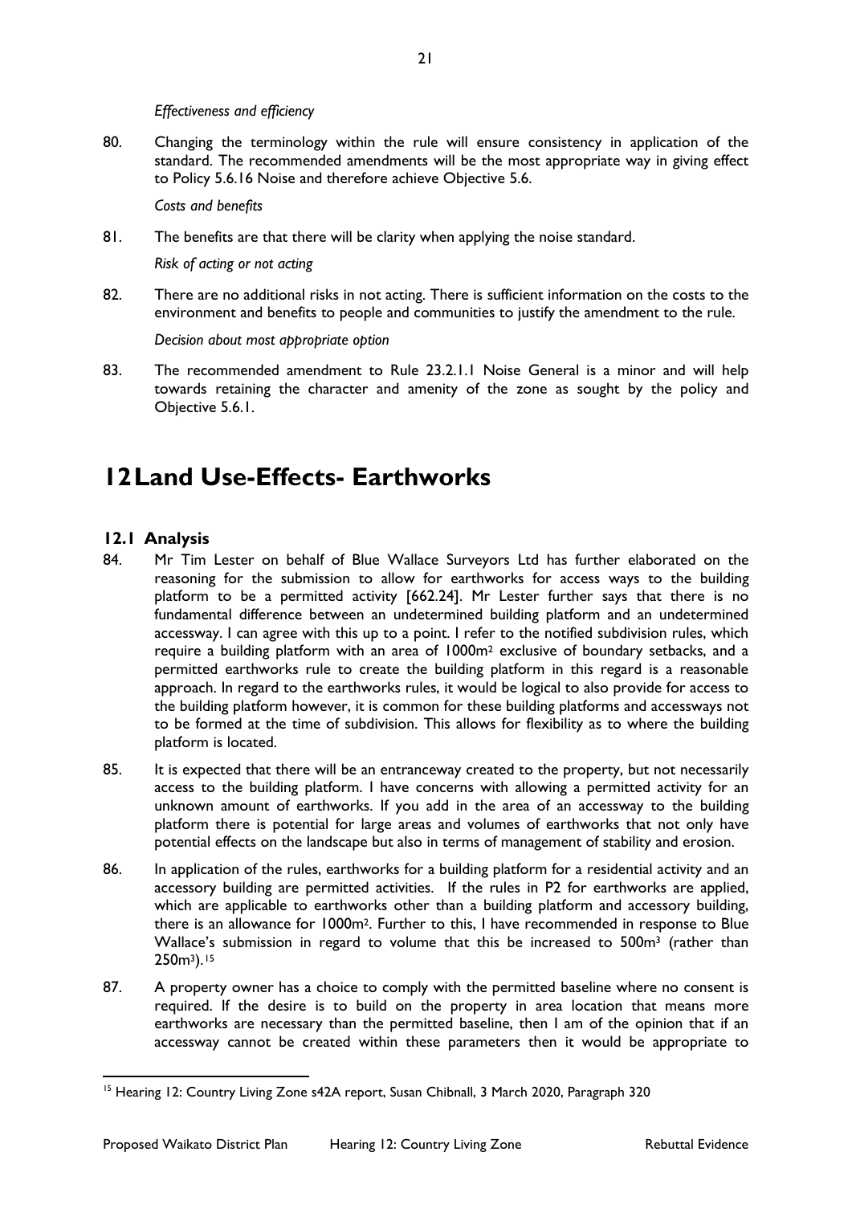*Effectiveness and efficiency*

80. Changing the terminology within the rule will ensure consistency in application of the standard. The recommended amendments will be the most appropriate way in giving effect to Policy 5.6.16 Noise and therefore achieve Objective 5.6.

*Costs and benefits*

81. The benefits are that there will be clarity when applying the noise standard.

*Risk of acting or not acting*

82. There are no additional risks in not acting. There is sufficient information on the costs to the environment and benefits to people and communities to justify the amendment to the rule.

*Decision about most appropriate option*

83. The recommended amendment to Rule 23.2.1.1 Noise General is a minor and will help towards retaining the character and amenity of the zone as sought by the policy and Objective 5.6.1.

# 12 Land Use-Effects- Earthworks

## 12.1 Analysis

84. Mr Tim Lester on behalf of Blue Wallace Surveyors Ltd has further elaborated on the reasoning for the submission to allow for earthworks for access ways to the building platform to be a permitted activity [662.24]. Mr Lester further says that there is no fundamental difference between an undetermined building platform and an undetermined accessway. I can agree with this up to a point. I refer to the notified subdivision rules, which require a building platform with an area of 1000m$^2$ exclusive of boundary setbacks, and a permitted earthworks rule to create the building platform in this regard is a reasonable approach. In regard to the earthworks rules, it would be logical to also provide for access to the building platform however, it is common for these building platforms and accessways not to be formed at the time of subdivision. This allows for flexibility as to where the building platform is located.

85. It is expected that there will be an entranceway created to the property, but not necessarily access to the building platform. I have concerns with allowing a permitted activity for an unknown amount of earthworks. If you add in the area of an accessway to the building platform there is potential for large areas and volumes of earthworks that not only have potential effects on the landscape but also in terms of management of stability and erosion.

86. In application of the rules, earthworks for a building platform for a residential activity and an accessory building are permitted activities. If the rules in P2 for earthworks are applied, which are applicable to earthworks other than a building platform and accessory building, there is an allowance for 1000m$^2$. Further to this, I have recommended in response to Blue Wallace's submission in regard to volume that this be increased to 500m$^3$ (rather than 250m$^3$).[15]

87. A property owner has a choice to comply with the permitted baseline where no consent is required. If the desire is to build on the property in area location that means more earthworks are necessary than the permitted baseline, then I am of the opinion that if an accessway cannot be created within these parameters then it would be appropriate to

[15] Hearing 12: Country Living Zone s42A report, Susan Chibnall, 3 March 2020, Paragraph 320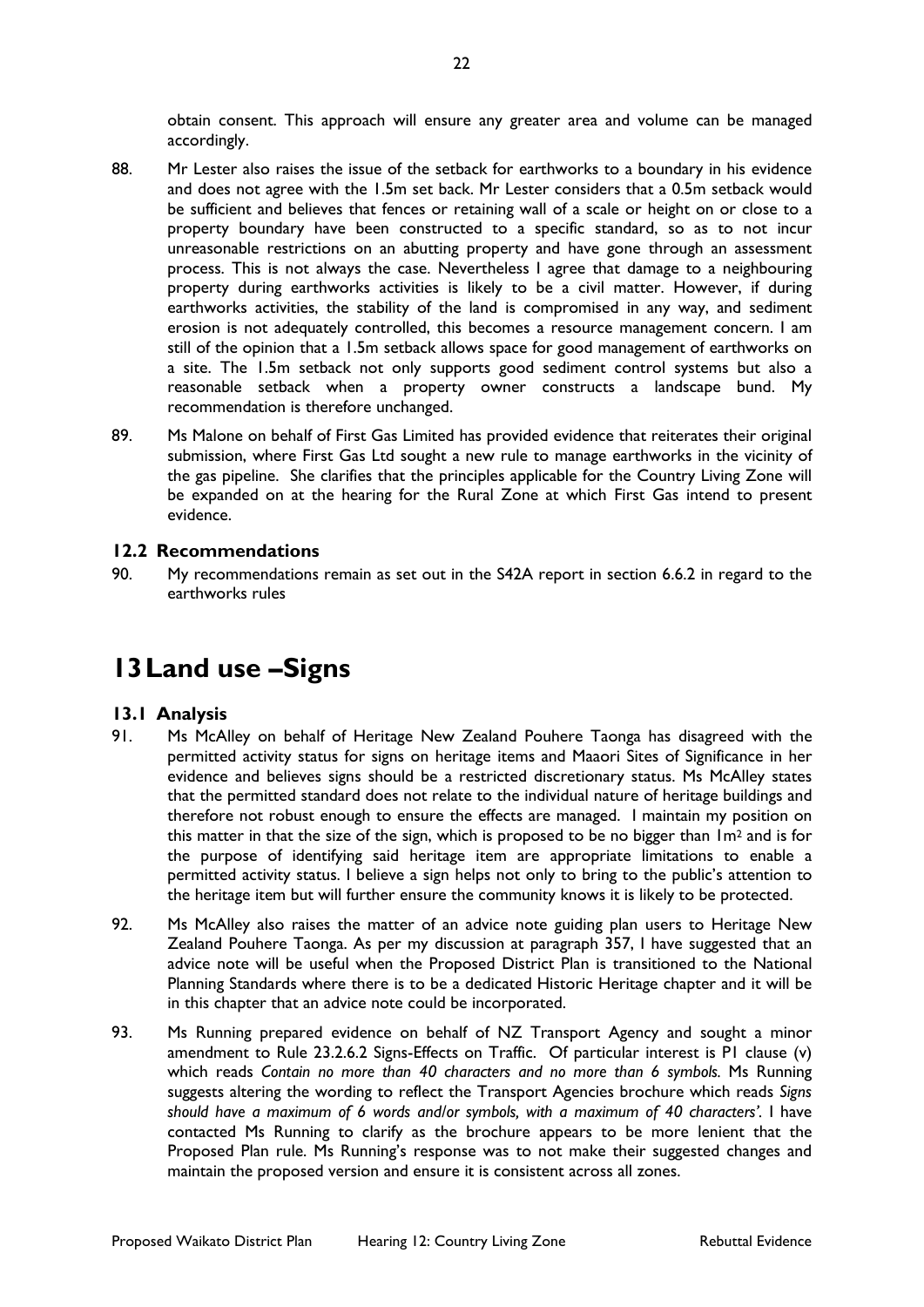obtain consent. This approach will ensure any greater area and volume can be managed accordingly.

88. Mr Lester also raises the issue of the setback for earthworks to a boundary in his evidence and does not agree with the 1.5m set back. Mr Lester considers that a 0.5m setback would be sufficient and believes that fences or retaining wall of a scale or height on or close to a property boundary have been constructed to a specific standard, so as to not incur unreasonable restrictions on an abutting property and have gone through an assessment process. This is not always the case. Nevertheless I agree that damage to a neighbouring property during earthworks activities is likely to be a civil matter. However, if during earthworks activities, the stability of the land is compromised in any way, and sediment erosion is not adequately controlled, this becomes a resource management concern. I am still of the opinion that a 1.5m setback allows space for good management of earthworks on a site. The 1.5m setback not only supports good sediment control systems but also a reasonable setback when a property owner constructs a landscape bund. My recommendation is therefore unchanged.

89. Ms Malone on behalf of First Gas Limited has provided evidence that reiterates their original submission, where First Gas Ltd sought a new rule to manage earthworks in the vicinity of the gas pipeline. She clarifies that the principles applicable for the Country Living Zone will be expanded on at the hearing for the Rural Zone at which First Gas intend to present evidence.

### 12.2 Recommendations

90. My recommendations remain as set out in the S42A report in section 6.6.2 in regard to the earthworks rules

# 13 Land use –Signs

### 13.1 Analysis

91. Ms McAlley on behalf of Heritage New Zealand Pouhere Taonga has disagreed with the permitted activity status for signs on heritage items and Maaori Sites of Significance in her evidence and believes signs should be a restricted discretionary status. Ms McAlley states that the permitted standard does not relate to the individual nature of heritage buildings and therefore not robust enough to ensure the effects are managed. I maintain my position on this matter in that the size of the sign, which is proposed to be no bigger than $1m^2$ and is for the purpose of identifying said heritage item are appropriate limitations to enable a permitted activity status. I believe a sign helps not only to bring to the public's attention to the heritage item but will further ensure the community knows it is likely to be protected.

92. Ms McAlley also raises the matter of an advice note guiding plan users to Heritage New Zealand Pouhere Taonga. As per my discussion at paragraph 357, I have suggested that an advice note will be useful when the Proposed District Plan is transitioned to the National Planning Standards where there is to be a dedicated Historic Heritage chapter and it will be in this chapter that an advice note could be incorporated.

93. Ms Running prepared evidence on behalf of NZ Transport Agency and sought a minor amendment to Rule 23.2.6.2 Signs-Effects on Traffic. Of particular interest is P1 clause (v) which reads *Contain no more than 40 characters and no more than 6 symbols.* Ms Running suggests altering the wording to reflect the Transport Agencies brochure which reads *Signs should have a maximum of 6 words and/or symbols, with a maximum of 40 characters'.* I have contacted Ms Running to clarify as the brochure appears to be more lenient that the Proposed Plan rule. Ms Running's response was to not make their suggested changes and maintain the proposed version and ensure it is consistent across all zones.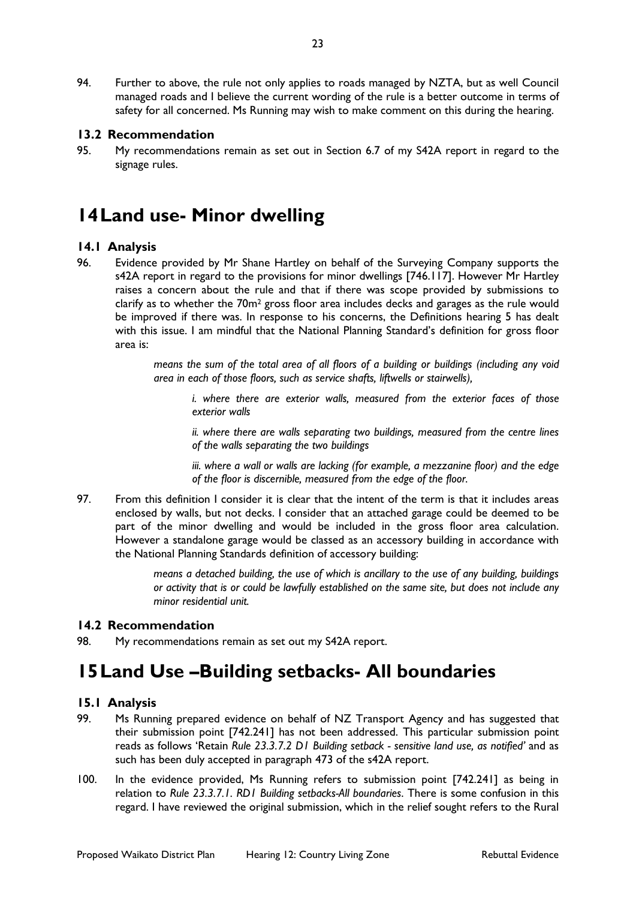94. Further to above, the rule not only applies to roads managed by NZTA, but as well Council managed roads and I believe the current wording of the rule is a better outcome in terms of safety for all concerned. Ms Running may wish to make comment on this during the hearing.

### 13.2 Recommendation

95. My recommendations remain as set out in Section 6.7 of my S42A report in regard to the signage rules.

## 14 Land use- Minor dwelling

### 14.1 Analysis

96. Evidence provided by Mr Shane Hartley on behalf of the Surveying Company supports the s42A report in regard to the provisions for minor dwellings [746.117]. However Mr Hartley raises a concern about the rule and that if there was scope provided by submissions to clarify as to whether the 70m$^2$ gross floor area includes decks and garages as the rule would be improved if there was. In response to his concerns, the Definitions hearing 5 has dealt with this issue. I am mindful that the National Planning Standard's definition for gross floor area is:

> *means the sum of the total area of all floors of a building or buildings (including any void area in each of those floors, such as service shafts, liftwells or stairwells),*
>
> > *i. where there are exterior walls, measured from the exterior faces of those exterior walls*
> >
> > *ii. where there are walls separating two buildings, measured from the centre lines of the walls separating the two buildings*
> >
> > *iii. where a wall or walls are lacking (for example, a mezzanine floor) and the edge of the floor is discernible, measured from the edge of the floor.*

97. From this definition I consider it is clear that the intent of the term is that it includes areas enclosed by walls, but not decks. I consider that an attached garage could be deemed to be part of the minor dwelling and would be included in the gross floor area calculation. However a standalone garage would be classed as an accessory building in accordance with the National Planning Standards definition of accessory building:

> *means a detached building, the use of which is ancillary to the use of any building, buildings or activity that is or could be lawfully established on the same site, but does not include any minor residential unit.*

### 14.2 Recommendation

98. My recommendations remain as set out my S42A report.

## 15 Land Use –Building setbacks- All boundaries

### 15.1 Analysis

99. Ms Running prepared evidence on behalf of NZ Transport Agency and has suggested that their submission point [742.241] has not been addressed. This particular submission point reads as follows 'Retain *Rule 23.3.7.2 D1 Building setback - sensitive land use, as notified'* and as such has been duly accepted in paragraph 473 of the s42A report.

100. In the evidence provided, Ms Running refers to submission point [742.241] as being in relation to *Rule 23.3.7.1. RD1 Building setbacks-All boundaries*. There is some confusion in this regard. I have reviewed the original submission, which in the relief sought refers to the Rural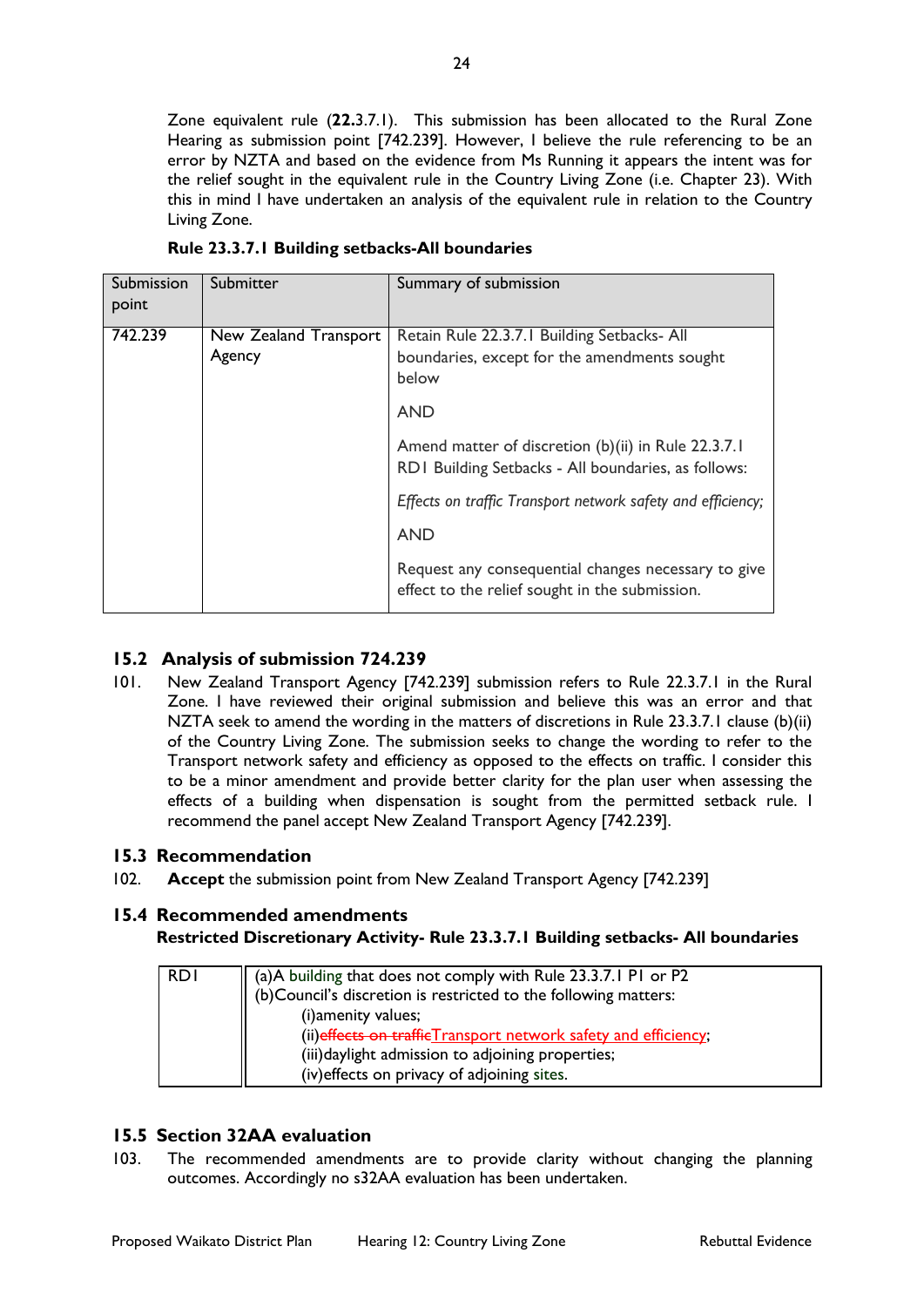Zone equivalent rule (**22.**3.7.1). This submission has been allocated to the Rural Zone Hearing as submission point [742.239]. However, I believe the rule referencing to be an error by NZTA and based on the evidence from Ms Running it appears the intent was for the relief sought in the equivalent rule in the Country Living Zone (i.e. Chapter 23). With this in mind I have undertaken an analysis of the equivalent rule in relation to the Country Living Zone.

**Rule 23.3.7.1 Building setbacks-All boundaries**

| Submission point | Submitter | Summary of submission |
|---|---|---|
| 742.239 | New Zealand Transport Agency | Retain Rule 22.3.7.1 Building Setbacks- All boundaries, except for the amendments sought below<br><br>AND<br><br>Amend matter of discretion (b)(ii) in Rule 22.3.7.1 RD1 Building Setbacks - All boundaries, as follows:<br><br>*Effects on traffic Transport network safety and efficiency;*<br><br>AND<br><br>Request any consequential changes necessary to give effect to the relief sought in the submission. |

## 15.2 Analysis of submission 724.239

101. New Zealand Transport Agency [742.239] submission refers to Rule 22.3.7.1 in the Rural Zone. I have reviewed their original submission and believe this was an error and that NZTA seek to amend the wording in the matters of discretions in Rule 23.3.7.1 clause (b)(ii) of the Country Living Zone. The submission seeks to change the wording to refer to the Transport network safety and efficiency as opposed to the effects on traffic. I consider this to be a minor amendment and provide better clarity for the plan user when assessing the effects of a building when dispensation is sought from the permitted setback rule. I recommend the panel accept New Zealand Transport Agency [742.239].

## 15.3 Recommendation

102. **Accept** the submission point from New Zealand Transport Agency [742.239]

## 15.4 Recommended amendments

**Restricted Discretionary Activity- Rule 23.3.7.1 Building setbacks- All boundaries**

| RD1 | (a)A building that does not comply with Rule 23.3.7.1 P1 or P2<br>(b)Council's discretion is restricted to the following matters:<br>(i)amenity values;<br>(ii)~~effects on traffic~~<u>Transport network safety and efficiency</u>;<br>(iii)daylight admission to adjoining properties;<br>(iv)effects on privacy of adjoining sites. |
|---|---|

## 15.5 Section 32AA evaluation

103. The recommended amendments are to provide clarity without changing the planning outcomes. Accordingly no s32AA evaluation has been undertaken.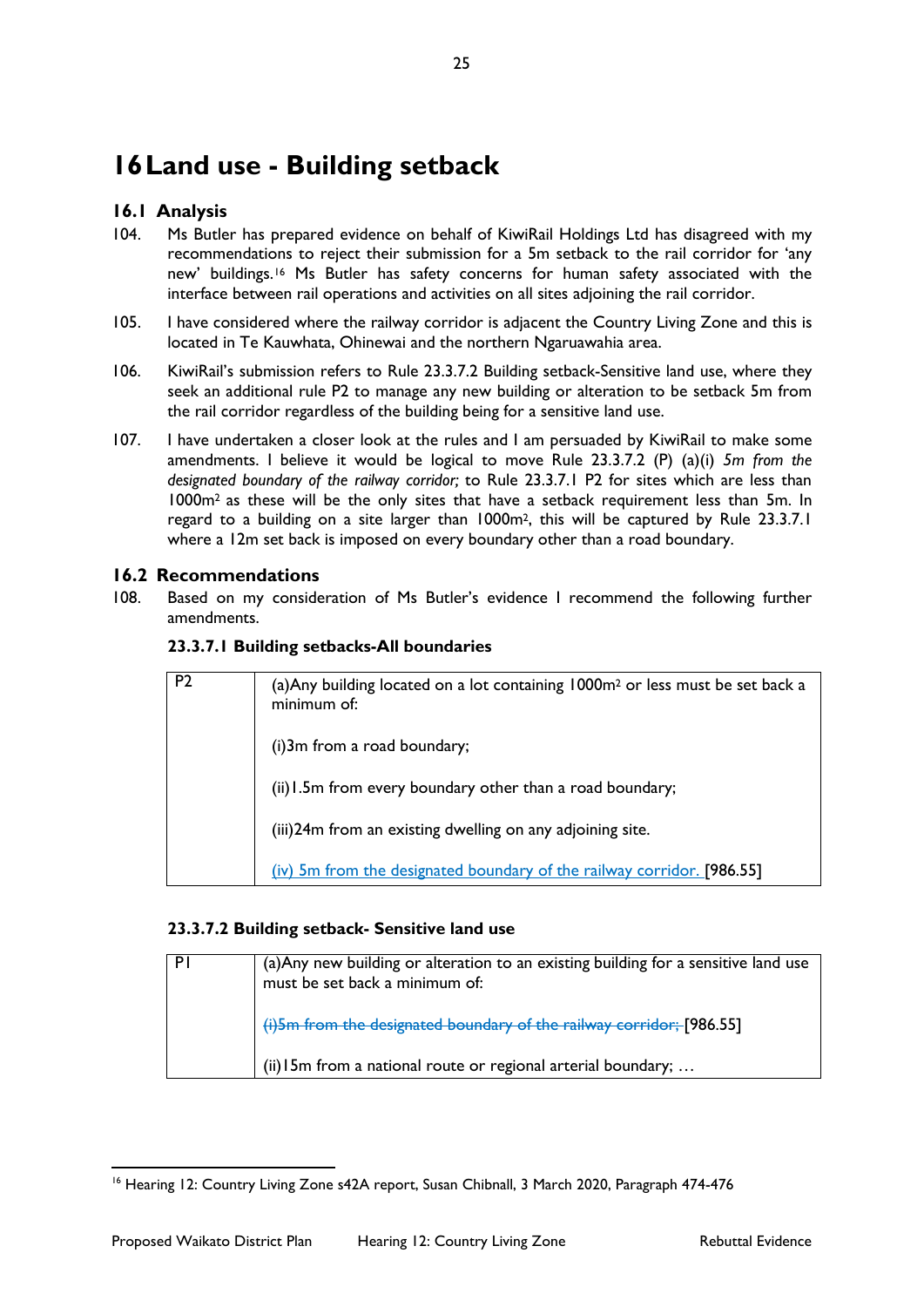# 16 Land use - Building setback

## 16.1 Analysis

104. Ms Butler has prepared evidence on behalf of KiwiRail Holdings Ltd has disagreed with my recommendations to reject their submission for a 5m setback to the rail corridor for 'any new' buildings.[16] Ms Butler has safety concerns for human safety associated with the interface between rail operations and activities on all sites adjoining the rail corridor.

105. I have considered where the railway corridor is adjacent the Country Living Zone and this is located in Te Kauwhata, Ohinewai and the northern Ngaruawahia area.

106. KiwiRail's submission refers to Rule 23.3.7.2 Building setback-Sensitive land use, where they seek an additional rule P2 to manage any new building or alteration to be setback 5m from the rail corridor regardless of the building being for a sensitive land use.

107. I have undertaken a closer look at the rules and I am persuaded by KiwiRail to make some amendments. I believe it would be logical to move Rule 23.3.7.2 (P) (a)(i) *5m from the designated boundary of the railway corridor;* to Rule 23.3.7.1 P2 for sites which are less than 1000m² as these will be the only sites that have a setback requirement less than 5m. In regard to a building on a site larger than 1000m², this will be captured by Rule 23.3.7.1 where a 12m set back is imposed on every boundary other than a road boundary.

## 16.2 Recommendations

108. Based on my consideration of Ms Butler's evidence I recommend the following further amendments.

**23.3.7.1 Building setbacks-All boundaries**

| P2 | (a)Any building located on a lot containing 1000m² or less must be set back a minimum of:<br><br>(i)3m from a road boundary;<br><br>(ii)1.5m from every boundary other than a road boundary;<br><br>(iii)24m from an existing dwelling on any adjoining site.<br><br><u>(iv) 5m from the designated boundary of the railway corridor.</u> [986.55] |
|---|---|

**23.3.7.2 Building setback- Sensitive land use**

| P1 | (a)Any new building or alteration to an existing building for a sensitive land use must be set back a minimum of:<br><br>~~(i)5m from the designated boundary of the railway corridor;~~ [986.55]<br><br>(ii)15m from a national route or regional arterial boundary; … |
|---|---|

[16] Hearing 12: Country Living Zone s42A report, Susan Chibnall, 3 March 2020, Paragraph 474-476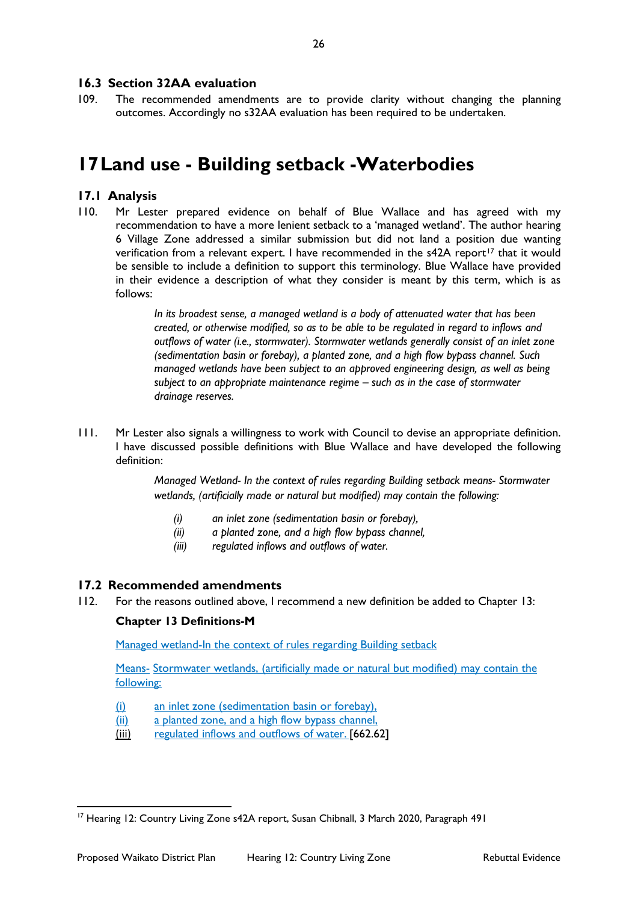### 16.3 Section 32AA evaluation

109. The recommended amendments are to provide clarity without changing the planning outcomes. Accordingly no s32AA evaluation has been required to be undertaken.

# 17 Land use - Building setback -Waterbodies

### 17.1 Analysis

110. Mr Lester prepared evidence on behalf of Blue Wallace and has agreed with my recommendation to have a more lenient setback to a 'managed wetland'. The author hearing 6 Village Zone addressed a similar submission but did not land a position due wanting verification from a relevant expert. I have recommended in the s42A report[17] that it would be sensible to include a definition to support this terminology. Blue Wallace have provided in their evidence a description of what they consider is meant by this term, which is as follows:

> *In its broadest sense, a managed wetland is a body of attenuated water that has been created, or otherwise modified, so as to be able to be regulated in regard to inflows and outflows of water (i.e., stormwater). Stormwater wetlands generally consist of an inlet zone (sedimentation basin or forebay), a planted zone, and a high flow bypass channel. Such managed wetlands have been subject to an approved engineering design, as well as being subject to an appropriate maintenance regime – such as in the case of stormwater drainage reserves.*

111. Mr Lester also signals a willingness to work with Council to devise an appropriate definition. I have discussed possible definitions with Blue Wallace and have developed the following definition:

> *Managed Wetland- In the context of rules regarding Building setback means- Stormwater wetlands, (artificially made or natural but modified) may contain the following:*
>
> *(i) an inlet zone (sedimentation basin or forebay),*
> *(ii) a planted zone, and a high flow bypass channel,*
> *(iii) regulated inflows and outflows of water.*

### 17.2 Recommended amendments

112. For the reasons outlined above, I recommend a new definition be added to Chapter 13:

**Chapter 13 Definitions-M**

<u>Managed wetland-In the context of rules regarding Building setback</u>

<u>Means-</u> <u>Stormwater wetlands, (artificially made or natural but modified) may contain the following:</u>

<u>(i)</u> <u>an inlet zone (sedimentation basin or forebay),</u>
<u>(ii)</u> <u>a planted zone, and a high flow bypass channel,</u>
<u>(iii)</u> <u>regulated inflows and outflows of water.</u> [662.62]

[17] Hearing 12: Country Living Zone s42A report, Susan Chibnall, 3 March 2020, Paragraph 491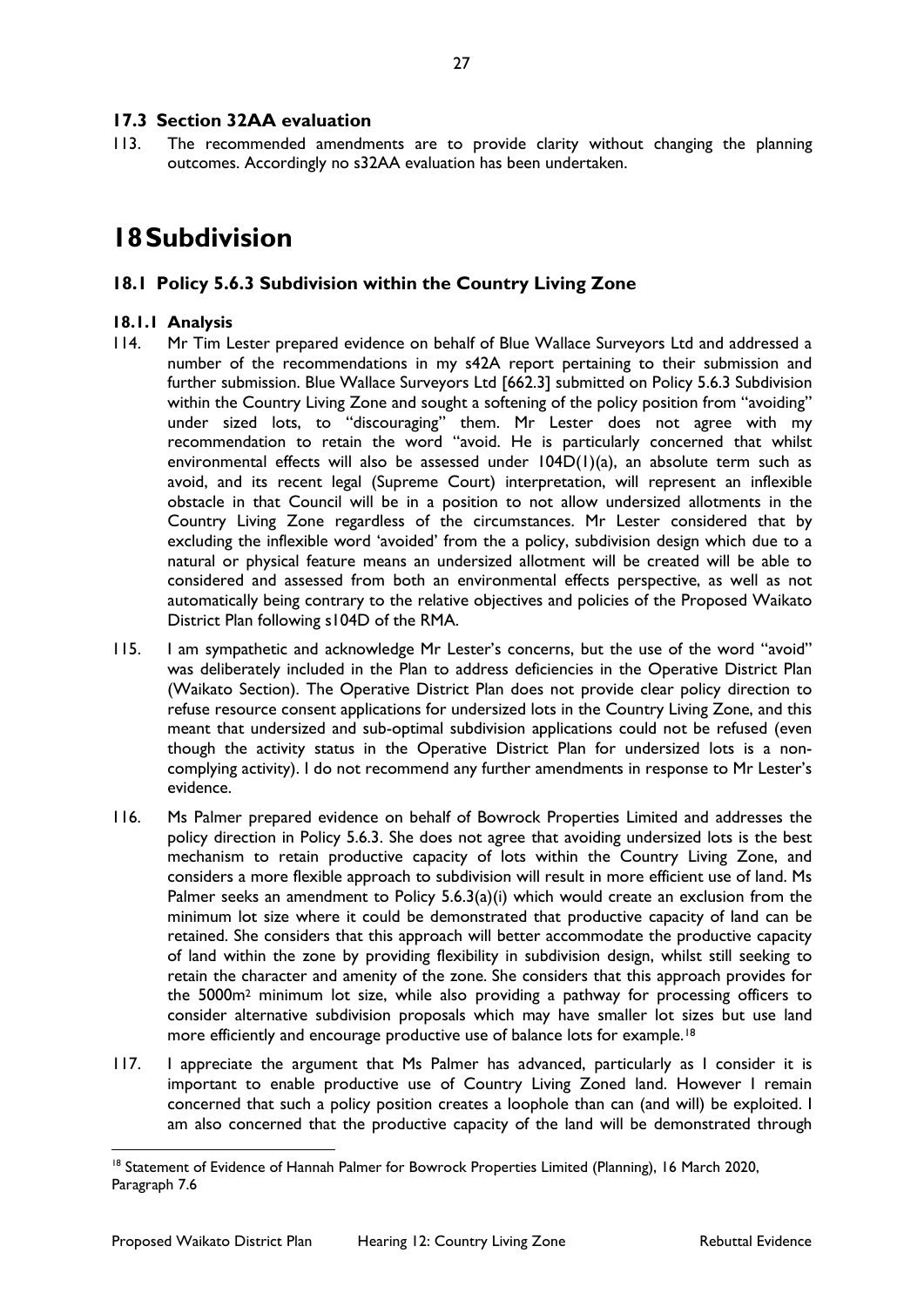### 17.3 Section 32AA evaluation

113. The recommended amendments are to provide clarity without changing the planning outcomes. Accordingly no s32AA evaluation has been undertaken.

# 18 Subdivision

## 18.1 Policy 5.6.3 Subdivision within the Country Living Zone

### 18.1.1 Analysis

114. Mr Tim Lester prepared evidence on behalf of Blue Wallace Surveyors Ltd and addressed a number of the recommendations in my s42A report pertaining to their submission and further submission. Blue Wallace Surveyors Ltd [662.3] submitted on Policy 5.6.3 Subdivision within the Country Living Zone and sought a softening of the policy position from "avoiding" under sized lots, to "discouraging" them. Mr Lester does not agree with my recommendation to retain the word "avoid. He is particularly concerned that whilst environmental effects will also be assessed under 104D(1)(a), an absolute term such as avoid, and its recent legal (Supreme Court) interpretation, will represent an inflexible obstacle in that Council will be in a position to not allow undersized allotments in the Country Living Zone regardless of the circumstances. Mr Lester considered that by excluding the inflexible word 'avoided' from the a policy, subdivision design which due to a natural or physical feature means an undersized allotment will be created will be able to considered and assessed from both an environmental effects perspective, as well as not automatically being contrary to the relative objectives and policies of the Proposed Waikato District Plan following s104D of the RMA.

115. I am sympathetic and acknowledge Mr Lester's concerns, but the use of the word "avoid" was deliberately included in the Plan to address deficiencies in the Operative District Plan (Waikato Section). The Operative District Plan does not provide clear policy direction to refuse resource consent applications for undersized lots in the Country Living Zone, and this meant that undersized and sub-optimal subdivision applications could not be refused (even though the activity status in the Operative District Plan for undersized lots is a non-complying activity). I do not recommend any further amendments in response to Mr Lester's evidence.

116. Ms Palmer prepared evidence on behalf of Bowrock Properties Limited and addresses the policy direction in Policy 5.6.3. She does not agree that avoiding undersized lots is the best mechanism to retain productive capacity of lots within the Country Living Zone, and considers a more flexible approach to subdivision will result in more efficient use of land. Ms Palmer seeks an amendment to Policy 5.6.3(a)(i) which would create an exclusion from the minimum lot size where it could be demonstrated that productive capacity of land can be retained. She considers that this approach will better accommodate the productive capacity of land within the zone by providing flexibility in subdivision design, whilst still seeking to retain the character and amenity of the zone. She considers that this approach provides for the 5000m$^2$ minimum lot size, while also providing a pathway for processing officers to consider alternative subdivision proposals which may have smaller lot sizes but use land more efficiently and encourage productive use of balance lots for example.[18]

117. I appreciate the argument that Ms Palmer has advanced, particularly as I consider it is important to enable productive use of Country Living Zoned land. However I remain concerned that such a policy position creates a loophole than can (and will) be exploited. I am also concerned that the productive capacity of the land will be demonstrated through

[18] Statement of Evidence of Hannah Palmer for Bowrock Properties Limited (Planning), 16 March 2020, Paragraph 7.6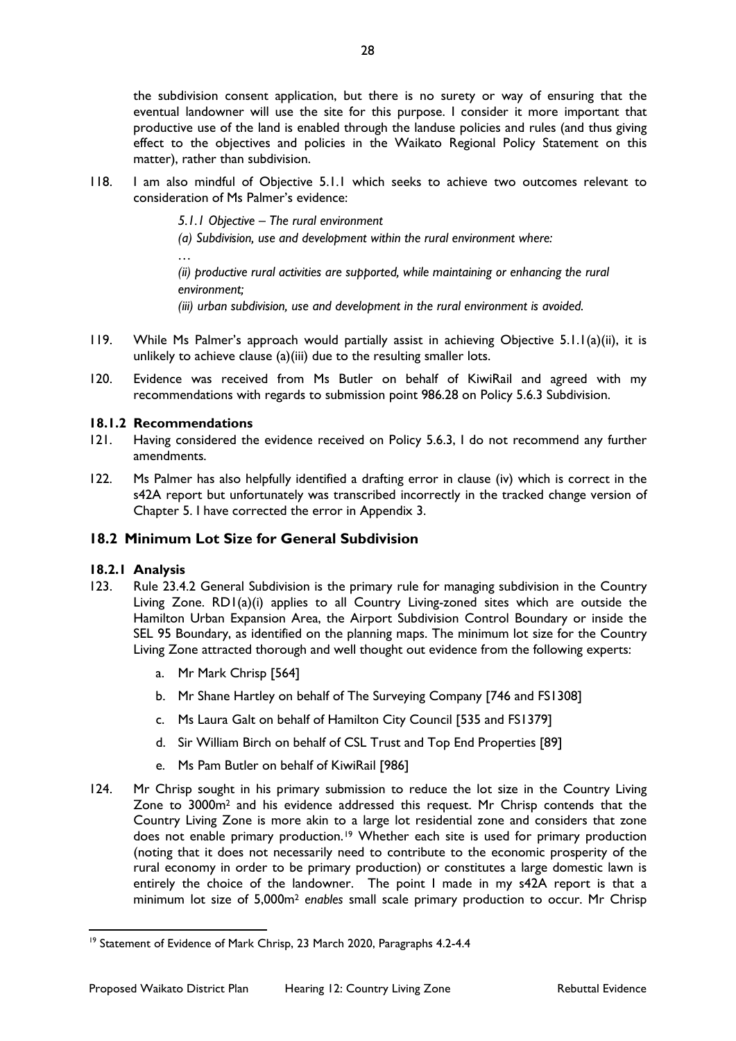the subdivision consent application, but there is no surety or way of ensuring that the eventual landowner will use the site for this purpose. I consider it more important that productive use of the land is enabled through the landuse policies and rules (and thus giving effect to the objectives and policies in the Waikato Regional Policy Statement on this matter), rather than subdivision.

118. I am also mindful of Objective 5.1.1 which seeks to achieve two outcomes relevant to consideration of Ms Palmer's evidence:

> *5.1.1 Objective – The rural environment*
>
> *(a) Subdivision, use and development within the rural environment where:*
>
> …
>
> *(ii) productive rural activities are supported, while maintaining or enhancing the rural environment;*
>
> *(iii) urban subdivision, use and development in the rural environment is avoided.*

119. While Ms Palmer's approach would partially assist in achieving Objective 5.1.1(a)(ii), it is unlikely to achieve clause (a)(iii) due to the resulting smaller lots.

120. Evidence was received from Ms Butler on behalf of KiwiRail and agreed with my recommendations with regards to submission point 986.28 on Policy 5.6.3 Subdivision.

### 18.1.2 Recommendations

121. Having considered the evidence received on Policy 5.6.3, I do not recommend any further amendments.

122. Ms Palmer has also helpfully identified a drafting error in clause (iv) which is correct in the s42A report but unfortunately was transcribed incorrectly in the tracked change version of Chapter 5. I have corrected the error in Appendix 3.

## 18.2 Minimum Lot Size for General Subdivision

### 18.2.1 Analysis

123. Rule 23.4.2 General Subdivision is the primary rule for managing subdivision in the Country Living Zone. RD1(a)(i) applies to all Country Living-zoned sites which are outside the Hamilton Urban Expansion Area, the Airport Subdivision Control Boundary or inside the SEL 95 Boundary, as identified on the planning maps. The minimum lot size for the Country Living Zone attracted thorough and well thought out evidence from the following experts:

    a. Mr Mark Chrisp [564]

    b. Mr Shane Hartley on behalf of The Surveying Company [746 and FS1308]

    c. Ms Laura Galt on behalf of Hamilton City Council [535 and FS1379]

    d. Sir William Birch on behalf of CSL Trust and Top End Properties [89]

    e. Ms Pam Butler on behalf of KiwiRail [986]

124. Mr Chrisp sought in his primary submission to reduce the lot size in the Country Living Zone to 3000m$^2$ and his evidence addressed this request. Mr Chrisp contends that the Country Living Zone is more akin to a large lot residential zone and considers that zone does not enable primary production.[19] Whether each site is used for primary production (noting that it does not necessarily need to contribute to the economic prosperity of the rural economy in order to be primary production) or constitutes a large domestic lawn is entirely the choice of the landowner. The point I made in my s42A report is that a minimum lot size of 5,000m$^2$ *enables* small scale primary production to occur. Mr Chrisp

[19] Statement of Evidence of Mark Chrisp, 23 March 2020, Paragraphs 4.2-4.4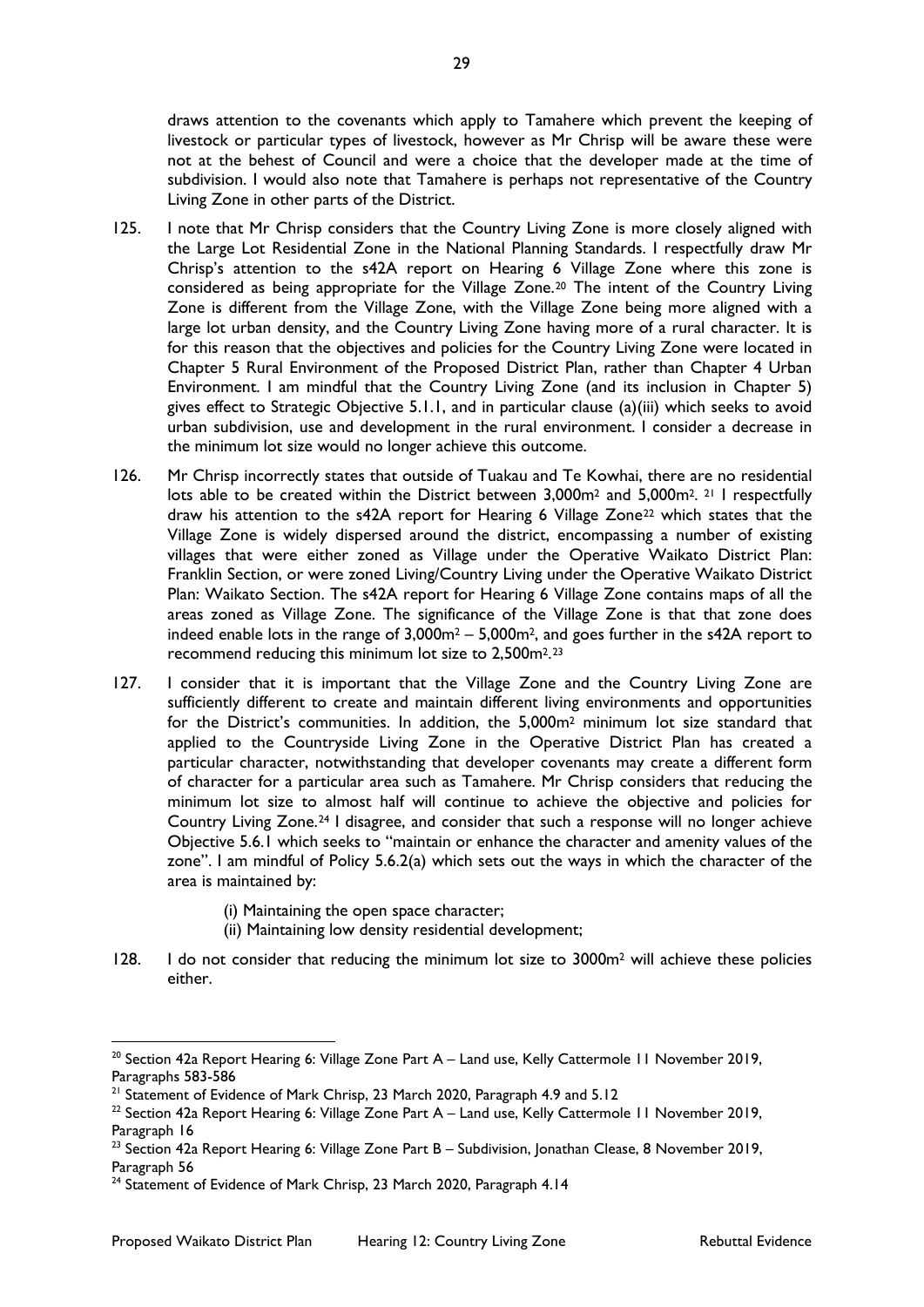draws attention to the covenants which apply to Tamahere which prevent the keeping of livestock or particular types of livestock, however as Mr Chrisp will be aware these were not at the behest of Council and were a choice that the developer made at the time of subdivision. I would also note that Tamahere is perhaps not representative of the Country Living Zone in other parts of the District.

125. I note that Mr Chrisp considers that the Country Living Zone is more closely aligned with the Large Lot Residential Zone in the National Planning Standards. I respectfully draw Mr Chrisp's attention to the s42A report on Hearing 6 Village Zone where this zone is considered as being appropriate for the Village Zone.[20] The intent of the Country Living Zone is different from the Village Zone, with the Village Zone being more aligned with a large lot urban density, and the Country Living Zone having more of a rural character. It is for this reason that the objectives and policies for the Country Living Zone were located in Chapter 5 Rural Environment of the Proposed District Plan, rather than Chapter 4 Urban Environment. I am mindful that the Country Living Zone (and its inclusion in Chapter 5) gives effect to Strategic Objective 5.1.1, and in particular clause (a)(iii) which seeks to avoid urban subdivision, use and development in the rural environment. I consider a decrease in the minimum lot size would no longer achieve this outcome.

126. Mr Chrisp incorrectly states that outside of Tuakau and Te Kowhai, there are no residential lots able to be created within the District between 3,000m$^2$ and 5,000m$^2$.[21] I respectfully draw his attention to the s42A report for Hearing 6 Village Zone[22] which states that the Village Zone is widely dispersed around the district, encompassing a number of existing villages that were either zoned as Village under the Operative Waikato District Plan: Franklin Section, or were zoned Living/Country Living under the Operative Waikato District Plan: Waikato Section. The s42A report for Hearing 6 Village Zone contains maps of all the areas zoned as Village Zone. The significance of the Village Zone is that that zone does indeed enable lots in the range of 3,000m$^2$ – 5,000m$^2$, and goes further in the s42A report to recommend reducing this minimum lot size to 2,500m$^2$.[23]

127. I consider that it is important that the Village Zone and the Country Living Zone are sufficiently different to create and maintain different living environments and opportunities for the District's communities. In addition, the 5,000m$^2$ minimum lot size standard that applied to the Countryside Living Zone in the Operative District Plan has created a particular character, notwithstanding that developer covenants may create a different form of character for a particular area such as Tamahere. Mr Chrisp considers that reducing the minimum lot size to almost half will continue to achieve the objective and policies for Country Living Zone.[24] I disagree, and consider that such a response will no longer achieve Objective 5.6.1 which seeks to "maintain or enhance the character and amenity values of the zone". I am mindful of Policy 5.6.2(a) which sets out the ways in which the character of the area is maintained by:

    (i) Maintaining the open space character;
    (ii) Maintaining low density residential development;

128. I do not consider that reducing the minimum lot size to 3000m$^2$ will achieve these policies either.

---

[20] Section 42a Report Hearing 6: Village Zone Part A – Land use, Kelly Cattermole 11 November 2019, Paragraphs 583-586

[21] Statement of Evidence of Mark Chrisp, 23 March 2020, Paragraph 4.9 and 5.12

[22] Section 42a Report Hearing 6: Village Zone Part A – Land use, Kelly Cattermole 11 November 2019, Paragraph 16

[23] Section 42a Report Hearing 6: Village Zone Part B – Subdivision, Jonathan Clease, 8 November 2019, Paragraph 56

[24] Statement of Evidence of Mark Chrisp, 23 March 2020, Paragraph 4.14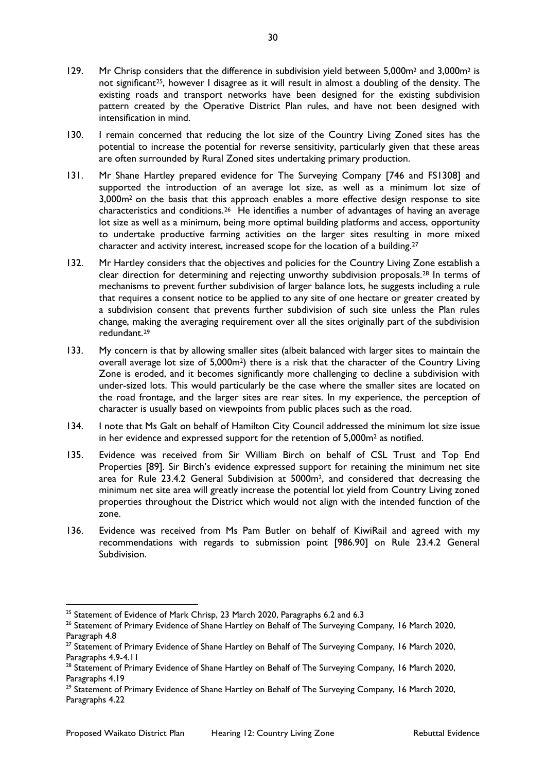129. Mr Chrisp considers that the difference in subdivision yield between 5,000m$^2$ and 3,000m$^2$ is not significant[25], however I disagree as it will result in almost a doubling of the density. The existing roads and transport networks have been designed for the existing subdivision pattern created by the Operative District Plan rules, and have not been designed with intensification in mind.

130. I remain concerned that reducing the lot size of the Country Living Zoned sites has the potential to increase the potential for reverse sensitivity, particularly given that these areas are often surrounded by Rural Zoned sites undertaking primary production.

131. Mr Shane Hartley prepared evidence for The Surveying Company [746 and FS1308] and supported the introduction of an average lot size, as well as a minimum lot size of 3,000m$^2$ on the basis that this approach enables a more effective design response to site characteristics and conditions.[26] He identifies a number of advantages of having an average lot size as well as a minimum, being more optimal building platforms and access, opportunity to undertake productive farming activities on the larger sites resulting in more mixed character and activity interest, increased scope for the location of a building.[27]

132. Mr Hartley considers that the objectives and policies for the Country Living Zone establish a clear direction for determining and rejecting unworthy subdivision proposals.[28] In terms of mechanisms to prevent further subdivision of larger balance lots, he suggests including a rule that requires a consent notice to be applied to any site of one hectare or greater created by a subdivision consent that prevents further subdivision of such site unless the Plan rules change, making the averaging requirement over all the sites originally part of the subdivision redundant.[29]

133. My concern is that by allowing smaller sites (albeit balanced with larger sites to maintain the overall average lot size of 5,000m$^2$) there is a risk that the character of the Country Living Zone is eroded, and it becomes significantly more challenging to decline a subdivision with under-sized lots. This would particularly be the case where the smaller sites are located on the road frontage, and the larger sites are rear sites. In my experience, the perception of character is usually based on viewpoints from public places such as the road.

134. I note that Ms Galt on behalf of Hamilton City Council addressed the minimum lot size issue in her evidence and expressed support for the retention of 5,000m$^2$ as notified.

135. Evidence was received from Sir William Birch on behalf of CSL Trust and Top End Properties [89]. Sir Birch's evidence expressed support for retaining the minimum net site area for Rule 23.4.2 General Subdivision at 5000m$^2$, and considered that decreasing the minimum net site area will greatly increase the potential lot yield from Country Living zoned properties throughout the District which would not align with the intended function of the zone.

136. Evidence was received from Ms Pam Butler on behalf of KiwiRail and agreed with my recommendations with regards to submission point [986.90] on Rule 23.4.2 General Subdivision.

---

[25] Statement of Evidence of Mark Chrisp, 23 March 2020, Paragraphs 6.2 and 6.3

[26] Statement of Primary Evidence of Shane Hartley on Behalf of The Surveying Company, 16 March 2020, Paragraph 4.8

[27] Statement of Primary Evidence of Shane Hartley on Behalf of The Surveying Company, 16 March 2020, Paragraphs 4.9-4.11

[28] Statement of Primary Evidence of Shane Hartley on Behalf of The Surveying Company, 16 March 2020, Paragraphs 4.19

[29] Statement of Primary Evidence of Shane Hartley on Behalf of The Surveying Company, 16 March 2020, Paragraphs 4.22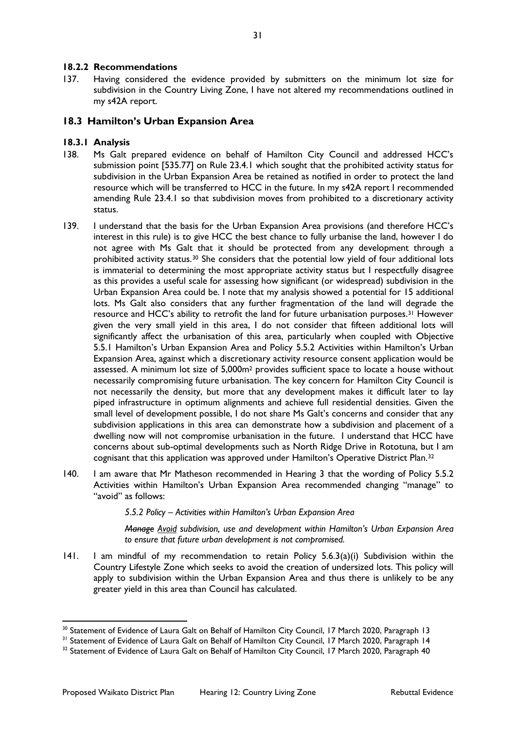### 18.2.2 Recommendations

137. Having considered the evidence provided by submitters on the minimum lot size for subdivision in the Country Living Zone, I have not altered my recommendations outlined in my s42A report.

## 18.3 Hamilton's Urban Expansion Area

### 18.3.1 Analysis

138. Ms Galt prepared evidence on behalf of Hamilton City Council and addressed HCC's submission point [535.77] on Rule 23.4.1 which sought that the prohibited activity status for subdivision in the Urban Expansion Area be retained as notified in order to protect the land resource which will be transferred to HCC in the future. In my s42A report I recommended amending Rule 23.4.1 so that subdivision moves from prohibited to a discretionary activity status.

139. I understand that the basis for the Urban Expansion Area provisions (and therefore HCC's interest in this rule) is to give HCC the best chance to fully urbanise the land, however I do not agree with Ms Galt that it should be protected from any development through a prohibited activity status.[30] She considers that the potential low yield of four additional lots is immaterial to determining the most appropriate activity status but I respectfully disagree as this provides a useful scale for assessing how significant (or widespread) subdivision in the Urban Expansion Area could be. I note that my analysis showed a potential for 15 additional lots. Ms Galt also considers that any further fragmentation of the land will degrade the resource and HCC's ability to retrofit the land for future urbanisation purposes.[31] However given the very small yield in this area, I do not consider that fifteen additional lots will significantly affect the urbanisation of this area, particularly when coupled with Objective 5.5.1 Hamilton's Urban Expansion Area and Policy 5.5.2 Activities within Hamilton's Urban Expansion Area, against which a discretionary activity resource consent application would be assessed. A minimum lot size of 5,000m² provides sufficient space to locate a house without necessarily compromising future urbanisation. The key concern for Hamilton City Council is not necessarily the density, but more that any development makes it difficult later to lay piped infrastructure in optimum alignments and achieve full residential densities. Given the small level of development possible, I do not share Ms Galt's concerns and consider that any subdivision applications in this area can demonstrate how a subdivision and placement of a dwelling now will not compromise urbanisation in the future. I understand that HCC have concerns about sub-optimal developments such as North Ridge Drive in Rototuna, but I am cognisant that this application was approved under Hamilton's Operative District Plan.[32]

140. I am aware that Mr Matheson recommended in Hearing 3 that the wording of Policy 5.5.2 Activities within Hamilton's Urban Expansion Area recommended changing "manage" to "avoid" as follows:

   *5.5.2 Policy – Activities within Hamilton's Urban Expansion Area*

   *~~Manage~~ <u>Avoid</u> subdivision, use and development within Hamilton's Urban Expansion Area to ensure that future urban development is not compromised.*

141. I am mindful of my recommendation to retain Policy 5.6.3(a)(i) Subdivision within the Country Lifestyle Zone which seeks to avoid the creation of undersized lots. This policy will apply to subdivision within the Urban Expansion Area and thus there is unlikely to be any greater yield in this area than Council has calculated.

---

[30] Statement of Evidence of Laura Galt on Behalf of Hamilton City Council, 17 March 2020, Paragraph 13

[31] Statement of Evidence of Laura Galt on Behalf of Hamilton City Council, 17 March 2020, Paragraph 14

[32] Statement of Evidence of Laura Galt on Behalf of Hamilton City Council, 17 March 2020, Paragraph 40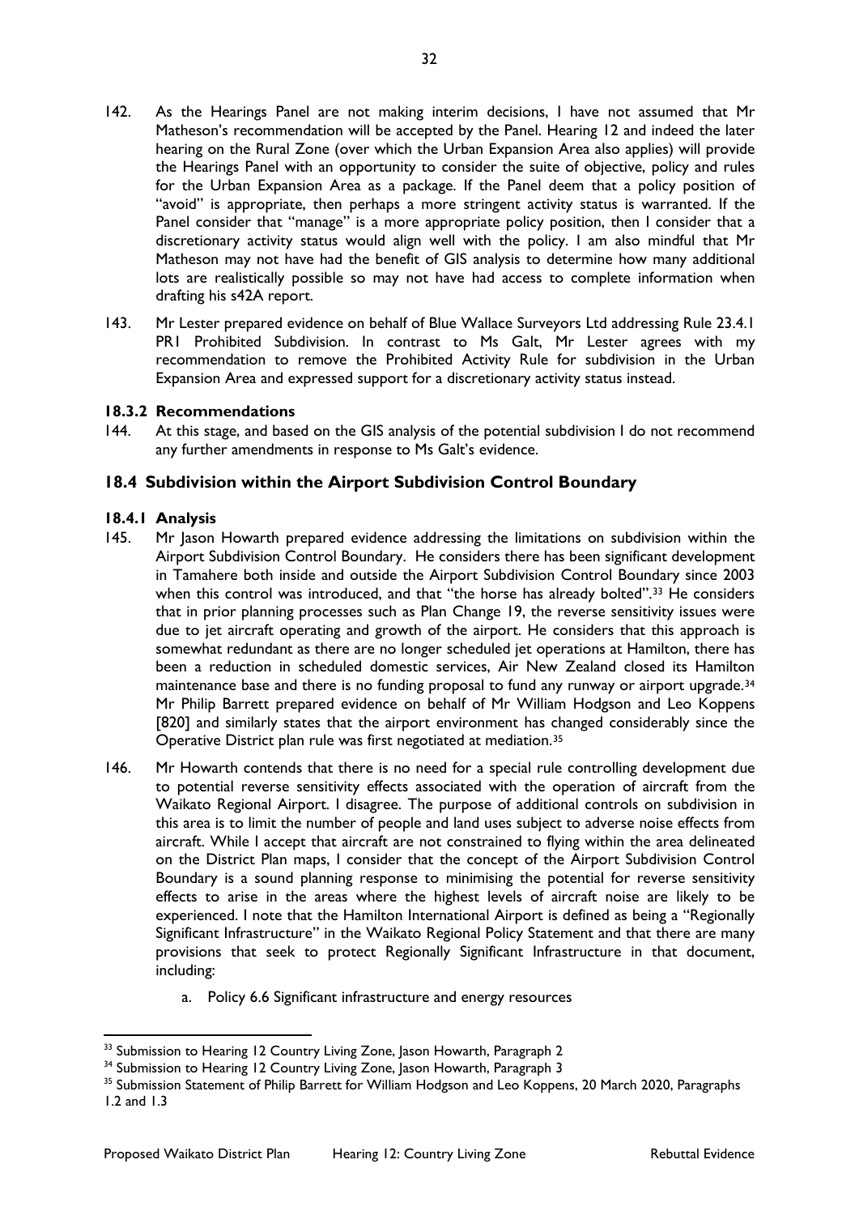142. As the Hearings Panel are not making interim decisions, I have not assumed that Mr Matheson's recommendation will be accepted by the Panel. Hearing 12 and indeed the later hearing on the Rural Zone (over which the Urban Expansion Area also applies) will provide the Hearings Panel with an opportunity to consider the suite of objective, policy and rules for the Urban Expansion Area as a package. If the Panel deem that a policy position of "avoid" is appropriate, then perhaps a more stringent activity status is warranted. If the Panel consider that "manage" is a more appropriate policy position, then I consider that a discretionary activity status would align well with the policy. I am also mindful that Mr Matheson may not have had the benefit of GIS analysis to determine how many additional lots are realistically possible so may not have had access to complete information when drafting his s42A report.

143. Mr Lester prepared evidence on behalf of Blue Wallace Surveyors Ltd addressing Rule 23.4.1 PR1 Prohibited Subdivision. In contrast to Ms Galt, Mr Lester agrees with my recommendation to remove the Prohibited Activity Rule for subdivision in the Urban Expansion Area and expressed support for a discretionary activity status instead.

### 18.3.2 Recommendations

144. At this stage, and based on the GIS analysis of the potential subdivision I do not recommend any further amendments in response to Ms Galt's evidence.

## 18.4 Subdivision within the Airport Subdivision Control Boundary

### 18.4.1 Analysis

145. Mr Jason Howarth prepared evidence addressing the limitations on subdivision within the Airport Subdivision Control Boundary. He considers there has been significant development in Tamahere both inside and outside the Airport Subdivision Control Boundary since 2003 when this control was introduced, and that "the horse has already bolted".[33] He considers that in prior planning processes such as Plan Change 19, the reverse sensitivity issues were due to jet aircraft operating and growth of the airport. He considers that this approach is somewhat redundant as there are no longer scheduled jet operations at Hamilton, there has been a reduction in scheduled domestic services, Air New Zealand closed its Hamilton maintenance base and there is no funding proposal to fund any runway or airport upgrade.[34] Mr Philip Barrett prepared evidence on behalf of Mr William Hodgson and Leo Koppens [820] and similarly states that the airport environment has changed considerably since the Operative District plan rule was first negotiated at mediation.[35]

146. Mr Howarth contends that there is no need for a special rule controlling development due to potential reverse sensitivity effects associated with the operation of aircraft from the Waikato Regional Airport. I disagree. The purpose of additional controls on subdivision in this area is to limit the number of people and land uses subject to adverse noise effects from aircraft. While I accept that aircraft are not constrained to flying within the area delineated on the District Plan maps, I consider that the concept of the Airport Subdivision Control Boundary is a sound planning response to minimising the potential for reverse sensitivity effects to arise in the areas where the highest levels of aircraft noise are likely to be experienced. I note that the Hamilton International Airport is defined as being a "Regionally Significant Infrastructure" in the Waikato Regional Policy Statement and that there are many provisions that seek to protect Regionally Significant Infrastructure in that document, including:

   a. Policy 6.6 Significant infrastructure and energy resources

---

[33] Submission to Hearing 12 Country Living Zone, Jason Howarth, Paragraph 2

[34] Submission to Hearing 12 Country Living Zone, Jason Howarth, Paragraph 3

[35] Submission Statement of Philip Barrett for William Hodgson and Leo Koppens, 20 March 2020, Paragraphs 1.2 and 1.3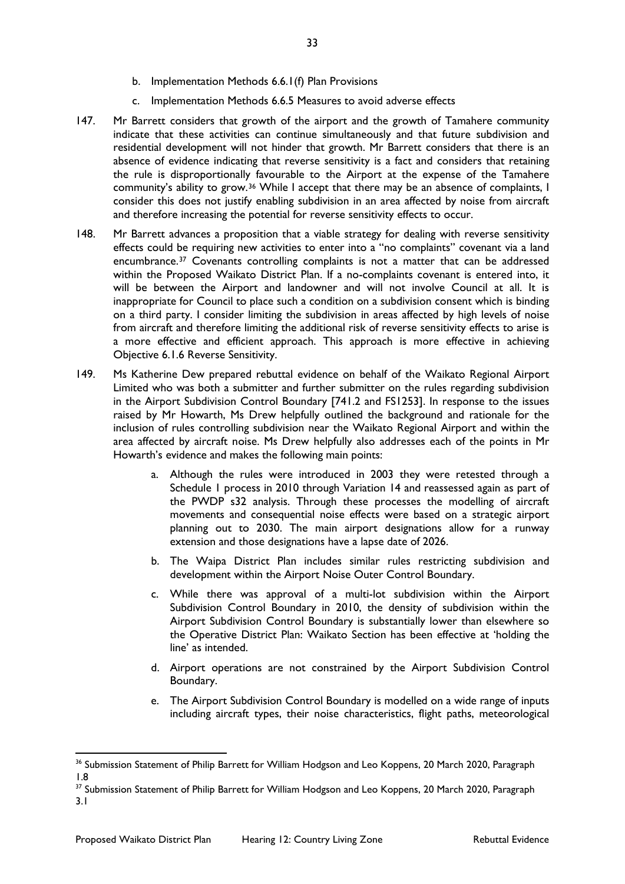b. Implementation Methods 6.6.1(f) Plan Provisions

c. Implementation Methods 6.6.5 Measures to avoid adverse effects

147. Mr Barrett considers that growth of the airport and the growth of Tamahere community indicate that these activities can continue simultaneously and that future subdivision and residential development will not hinder that growth. Mr Barrett considers that there is an absence of evidence indicating that reverse sensitivity is a fact and considers that retaining the rule is disproportionally favourable to the Airport at the expense of the Tamahere community's ability to grow.[36] While I accept that there may be an absence of complaints, I consider this does not justify enabling subdivision in an area affected by noise from aircraft and therefore increasing the potential for reverse sensitivity effects to occur.

148. Mr Barrett advances a proposition that a viable strategy for dealing with reverse sensitivity effects could be requiring new activities to enter into a "no complaints" covenant via a land encumbrance.[37] Covenants controlling complaints is not a matter that can be addressed within the Proposed Waikato District Plan. If a no-complaints covenant is entered into, it will be between the Airport and landowner and will not involve Council at all. It is inappropriate for Council to place such a condition on a subdivision consent which is binding on a third party. I consider limiting the subdivision in areas affected by high levels of noise from aircraft and therefore limiting the additional risk of reverse sensitivity effects to arise is a more effective and efficient approach. This approach is more effective in achieving Objective 6.1.6 Reverse Sensitivity.

149. Ms Katherine Dew prepared rebuttal evidence on behalf of the Waikato Regional Airport Limited who was both a submitter and further submitter on the rules regarding subdivision in the Airport Subdivision Control Boundary [741.2 and FS1253]. In response to the issues raised by Mr Howarth, Ms Drew helpfully outlined the background and rationale for the inclusion of rules controlling subdivision near the Waikato Regional Airport and within the area affected by aircraft noise. Ms Drew helpfully also addresses each of the points in Mr Howarth's evidence and makes the following main points:

a. Although the rules were introduced in 2003 they were retested through a Schedule 1 process in 2010 through Variation 14 and reassessed again as part of the PWDP s32 analysis. Through these processes the modelling of aircraft movements and consequential noise effects were based on a strategic airport planning out to 2030. The main airport designations allow for a runway extension and those designations have a lapse date of 2026.

b. The Waipa District Plan includes similar rules restricting subdivision and development within the Airport Noise Outer Control Boundary.

c. While there was approval of a multi-lot subdivision within the Airport Subdivision Control Boundary in 2010, the density of subdivision within the Airport Subdivision Control Boundary is substantially lower than elsewhere so the Operative District Plan: Waikato Section has been effective at 'holding the line' as intended.

d. Airport operations are not constrained by the Airport Subdivision Control Boundary.

e. The Airport Subdivision Control Boundary is modelled on a wide range of inputs including aircraft types, their noise characteristics, flight paths, meteorological

---

[36] Submission Statement of Philip Barrett for William Hodgson and Leo Koppens, 20 March 2020, Paragraph 1.8

[37] Submission Statement of Philip Barrett for William Hodgson and Leo Koppens, 20 March 2020, Paragraph 3.1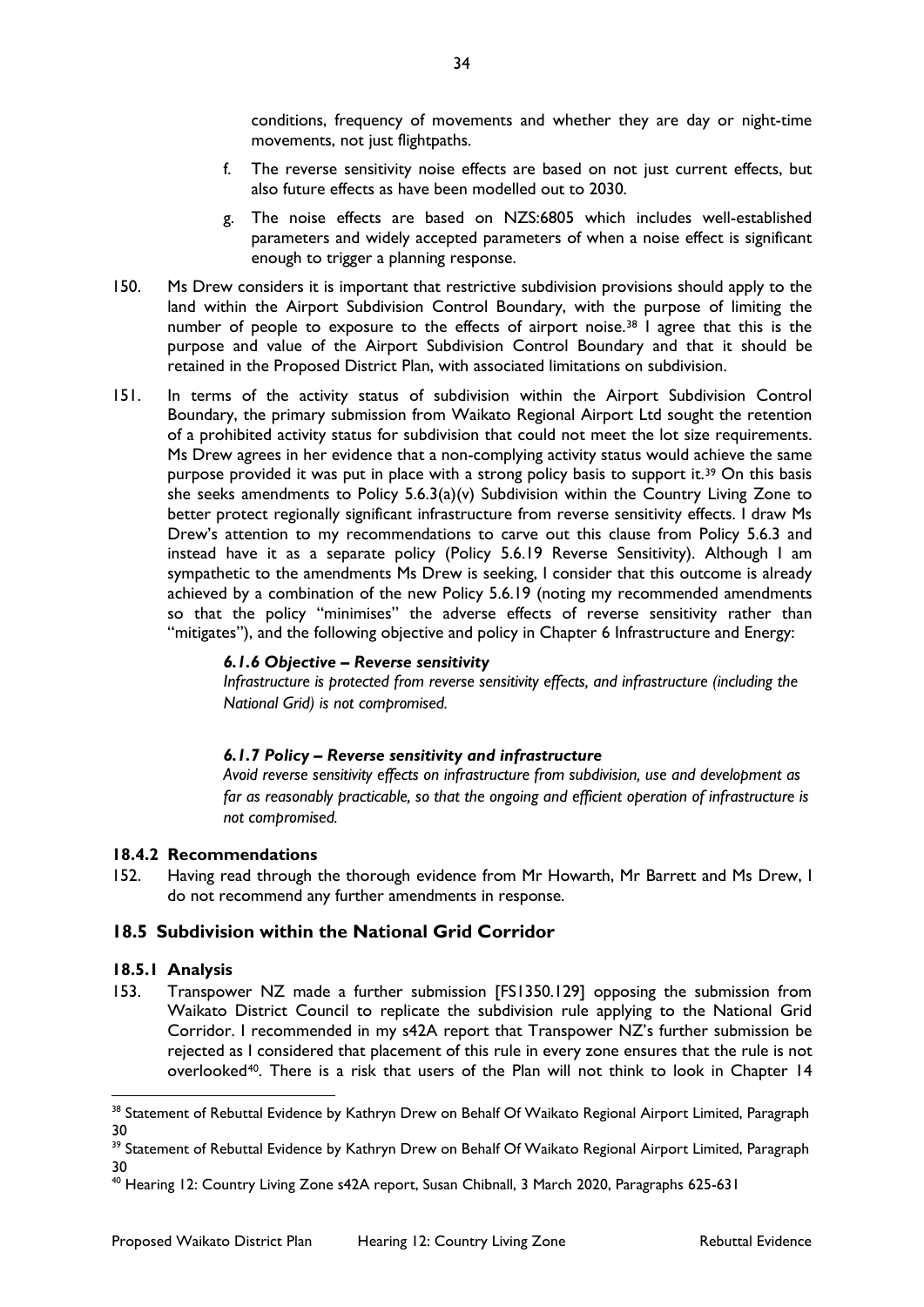conditions, frequency of movements and whether they are day or night-time movements, not just flightpaths.

f. The reverse sensitivity noise effects are based on not just current effects, but also future effects as have been modelled out to 2030.

g. The noise effects are based on NZS:6805 which includes well-established parameters and widely accepted parameters of when a noise effect is significant enough to trigger a planning response.

150. Ms Drew considers it is important that restrictive subdivision provisions should apply to the land within the Airport Subdivision Control Boundary, with the purpose of limiting the number of people to exposure to the effects of airport noise.[38] I agree that this is the purpose and value of the Airport Subdivision Control Boundary and that it should be retained in the Proposed District Plan, with associated limitations on subdivision.

151. In terms of the activity status of subdivision within the Airport Subdivision Control Boundary, the primary submission from Waikato Regional Airport Ltd sought the retention of a prohibited activity status for subdivision that could not meet the lot size requirements. Ms Drew agrees in her evidence that a non-complying activity status would achieve the same purpose provided it was put in place with a strong policy basis to support it.[39] On this basis she seeks amendments to Policy 5.6.3(a)(v) Subdivision within the Country Living Zone to better protect regionally significant infrastructure from reverse sensitivity effects. I draw Ms Drew's attention to my recommendations to carve out this clause from Policy 5.6.3 and instead have it as a separate policy (Policy 5.6.19 Reverse Sensitivity). Although I am sympathetic to the amendments Ms Drew is seeking, I consider that this outcome is already achieved by a combination of the new Policy 5.6.19 (noting my recommended amendments so that the policy "minimises" the adverse effects of reverse sensitivity rather than "mitigates"), and the following objective and policy in Chapter 6 Infrastructure and Energy:

> ***6.1.6 Objective – Reverse sensitivity***
> *Infrastructure is protected from reverse sensitivity effects, and infrastructure (including the National Grid) is not compromised.*
>
> ***6.1.7 Policy – Reverse sensitivity and infrastructure***
> *Avoid reverse sensitivity effects on infrastructure from subdivision, use and development as far as reasonably practicable, so that the ongoing and efficient operation of infrastructure is not compromised.*

### 18.4.2 Recommendations

152. Having read through the thorough evidence from Mr Howarth, Mr Barrett and Ms Drew, I do not recommend any further amendments in response.

## 18.5 Subdivision within the National Grid Corridor

### 18.5.1 Analysis

153. Transpower NZ made a further submission [FS1350.129] opposing the submission from Waikato District Council to replicate the subdivision rule applying to the National Grid Corridor. I recommended in my s42A report that Transpower NZ's further submission be rejected as I considered that placement of this rule in every zone ensures that the rule is not overlooked[40]. There is a risk that users of the Plan will not think to look in Chapter 14

---

[38] Statement of Rebuttal Evidence by Kathryn Drew on Behalf Of Waikato Regional Airport Limited, Paragraph 30

[39] Statement of Rebuttal Evidence by Kathryn Drew on Behalf Of Waikato Regional Airport Limited, Paragraph 30

[40] Hearing 12: Country Living Zone s42A report, Susan Chibnall, 3 March 2020, Paragraphs 625-631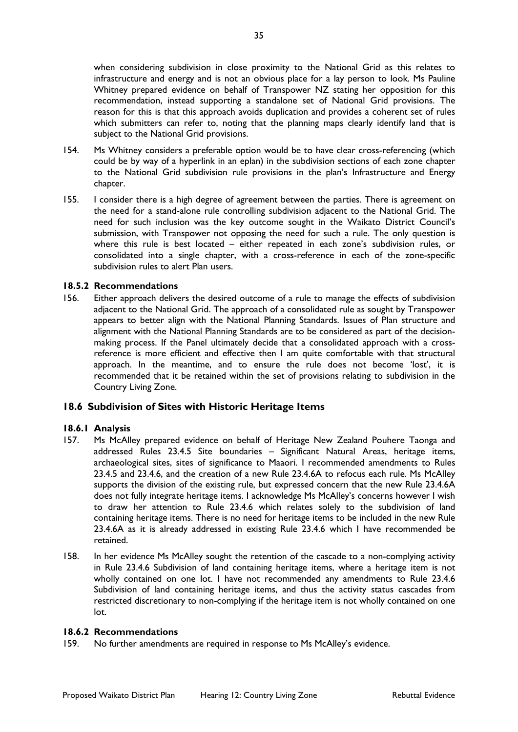when considering subdivision in close proximity to the National Grid as this relates to infrastructure and energy and is not an obvious place for a lay person to look. Ms Pauline Whitney prepared evidence on behalf of Transpower NZ stating her opposition for this recommendation, instead supporting a standalone set of National Grid provisions. The reason for this is that this approach avoids duplication and provides a coherent set of rules which submitters can refer to, noting that the planning maps clearly identify land that is subject to the National Grid provisions.

154. Ms Whitney considers a preferable option would be to have clear cross-referencing (which could be by way of a hyperlink in an eplan) in the subdivision sections of each zone chapter to the National Grid subdivision rule provisions in the plan's Infrastructure and Energy chapter.

155. I consider there is a high degree of agreement between the parties. There is agreement on the need for a stand-alone rule controlling subdivision adjacent to the National Grid. The need for such inclusion was the key outcome sought in the Waikato District Council's submission, with Transpower not opposing the need for such a rule. The only question is where this rule is best located – either repeated in each zone's subdivision rules, or consolidated into a single chapter, with a cross-reference in each of the zone-specific subdivision rules to alert Plan users.

### 18.5.2 Recommendations

156. Either approach delivers the desired outcome of a rule to manage the effects of subdivision adjacent to the National Grid. The approach of a consolidated rule as sought by Transpower appears to better align with the National Planning Standards. Issues of Plan structure and alignment with the National Planning Standards are to be considered as part of the decision-making process. If the Panel ultimately decide that a consolidated approach with a cross-reference is more efficient and effective then I am quite comfortable with that structural approach. In the meantime, and to ensure the rule does not become 'lost', it is recommended that it be retained within the set of provisions relating to subdivision in the Country Living Zone.

## 18.6 Subdivision of Sites with Historic Heritage Items

### 18.6.1 Analysis

157. Ms McAlley prepared evidence on behalf of Heritage New Zealand Pouhere Taonga and addressed Rules 23.4.5 Site boundaries – Significant Natural Areas, heritage items, archaeological sites, sites of significance to Maaori. I recommended amendments to Rules 23.4.5 and 23.4.6, and the creation of a new Rule 23.4.6A to refocus each rule. Ms McAlley supports the division of the existing rule, but expressed concern that the new Rule 23.4.6A does not fully integrate heritage items. I acknowledge Ms McAlley's concerns however I wish to draw her attention to Rule 23.4.6 which relates solely to the subdivision of land containing heritage items. There is no need for heritage items to be included in the new Rule 23.4.6A as it is already addressed in existing Rule 23.4.6 which I have recommended be retained.

158. In her evidence Ms McAlley sought the retention of the cascade to a non-complying activity in Rule 23.4.6 Subdivision of land containing heritage items, where a heritage item is not wholly contained on one lot. I have not recommended any amendments to Rule 23.4.6 Subdivision of land containing heritage items, and thus the activity status cascades from restricted discretionary to non-complying if the heritage item is not wholly contained on one lot.

### 18.6.2 Recommendations

159. No further amendments are required in response to Ms McAlley's evidence.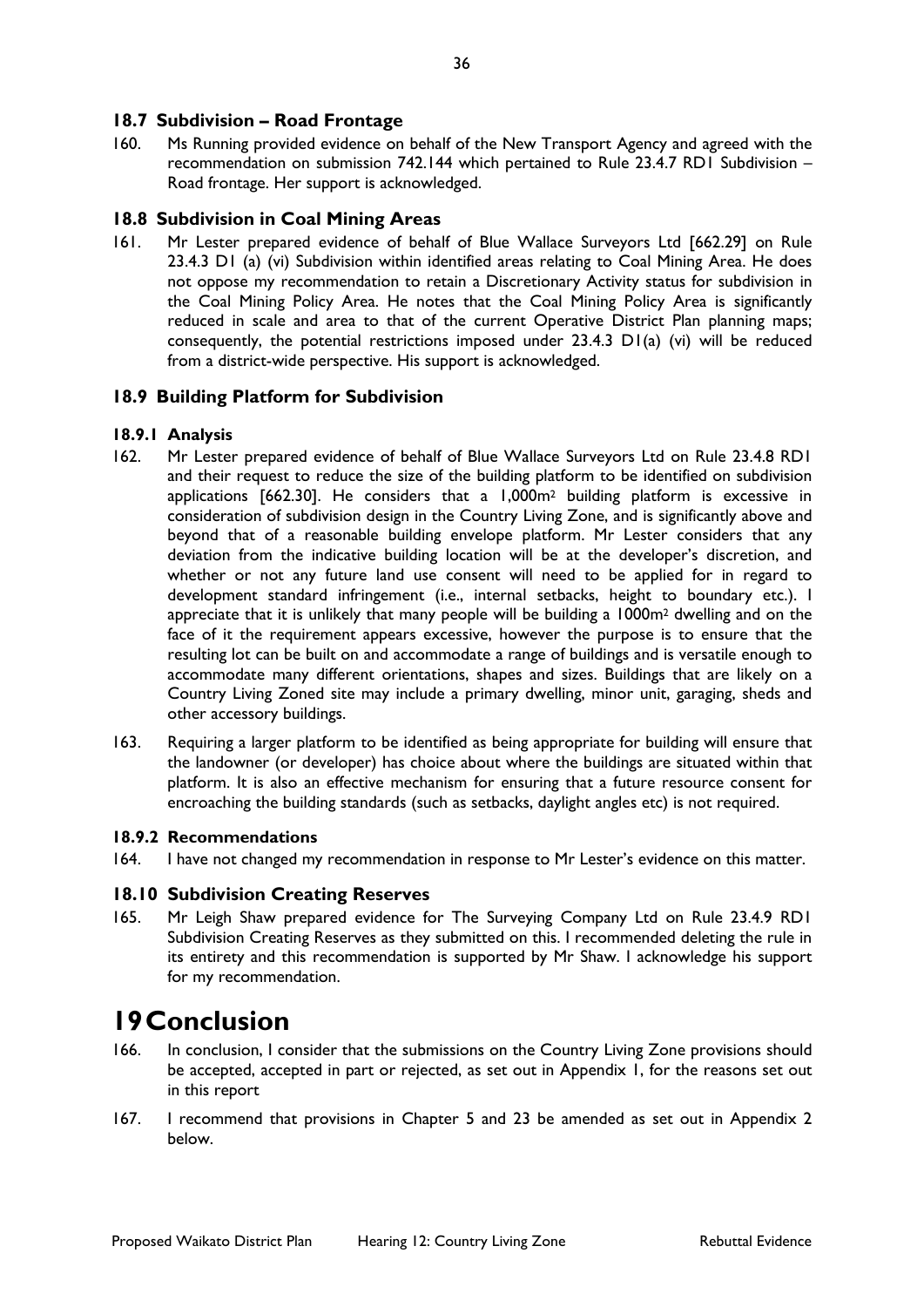### 18.7 Subdivision – Road Frontage

160. Ms Running provided evidence on behalf of the New Transport Agency and agreed with the recommendation on submission 742.144 which pertained to Rule 23.4.7 RD1 Subdivision – Road frontage. Her support is acknowledged.

### 18.8 Subdivision in Coal Mining Areas

161. Mr Lester prepared evidence of behalf of Blue Wallace Surveyors Ltd [662.29] on Rule 23.4.3 D1 (a) (vi) Subdivision within identified areas relating to Coal Mining Area. He does not oppose my recommendation to retain a Discretionary Activity status for subdivision in the Coal Mining Policy Area. He notes that the Coal Mining Policy Area is significantly reduced in scale and area to that of the current Operative District Plan planning maps; consequently, the potential restrictions imposed under 23.4.3 D1(a) (vi) will be reduced from a district-wide perspective. His support is acknowledged.

### 18.9 Building Platform for Subdivision

#### 18.9.1 Analysis

162. Mr Lester prepared evidence of behalf of Blue Wallace Surveyors Ltd on Rule 23.4.8 RD1 and their request to reduce the size of the building platform to be identified on subdivision applications [662.30]. He considers that a 1,000m$^2$ building platform is excessive in consideration of subdivision design in the Country Living Zone, and is significantly above and beyond that of a reasonable building envelope platform. Mr Lester considers that any deviation from the indicative building location will be at the developer's discretion, and whether or not any future land use consent will need to be applied for in regard to development standard infringement (i.e., internal setbacks, height to boundary etc.). I appreciate that it is unlikely that many people will be building a 1000m$^2$ dwelling and on the face of it the requirement appears excessive, however the purpose is to ensure that the resulting lot can be built on and accommodate a range of buildings and is versatile enough to accommodate many different orientations, shapes and sizes. Buildings that are likely on a Country Living Zoned site may include a primary dwelling, minor unit, garaging, sheds and other accessory buildings.

163. Requiring a larger platform to be identified as being appropriate for building will ensure that the landowner (or developer) has choice about where the buildings are situated within that platform. It is also an effective mechanism for ensuring that a future resource consent for encroaching the building standards (such as setbacks, daylight angles etc) is not required.

#### 18.9.2 Recommendations

164. I have not changed my recommendation in response to Mr Lester's evidence on this matter.

### 18.10 Subdivision Creating Reserves

165. Mr Leigh Shaw prepared evidence for The Surveying Company Ltd on Rule 23.4.9 RD1 Subdivision Creating Reserves as they submitted on this. I recommended deleting the rule in its entirety and this recommendation is supported by Mr Shaw. I acknowledge his support for my recommendation.

# 19 Conclusion

166. In conclusion, I consider that the submissions on the Country Living Zone provisions should be accepted, accepted in part or rejected, as set out in Appendix 1, for the reasons set out in this report

167. I recommend that provisions in Chapter 5 and 23 be amended as set out in Appendix 2 below.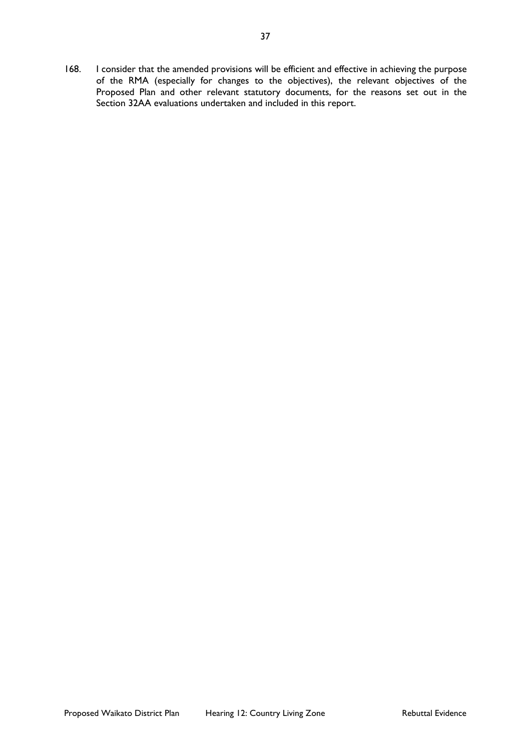168. I consider that the amended provisions will be efficient and effective in achieving the purpose of the RMA (especially for changes to the objectives), the relevant objectives of the Proposed Plan and other relevant statutory documents, for the reasons set out in the Section 32AA evaluations undertaken and included in this report.